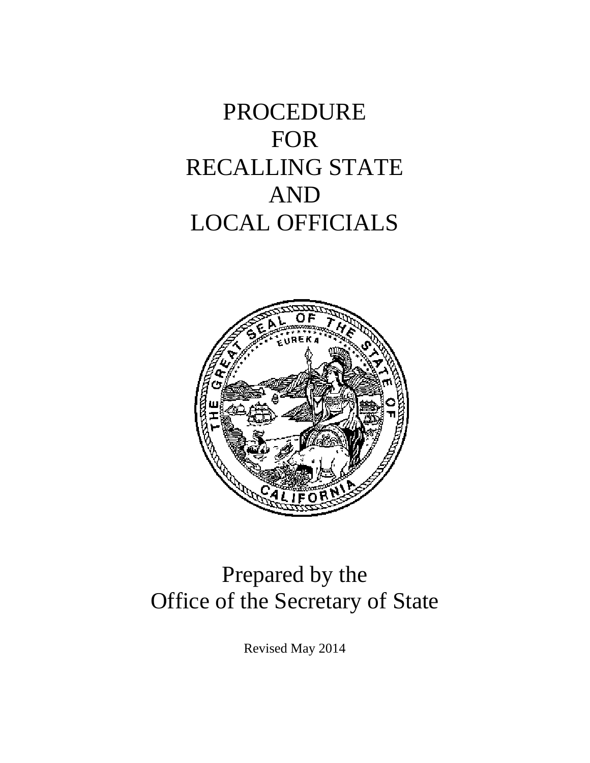# PROCEDURE FOR RECALLING STATE AND LOCAL OFFICIALS

Prepared by the
Office of the Secretary of State

Revised May 2014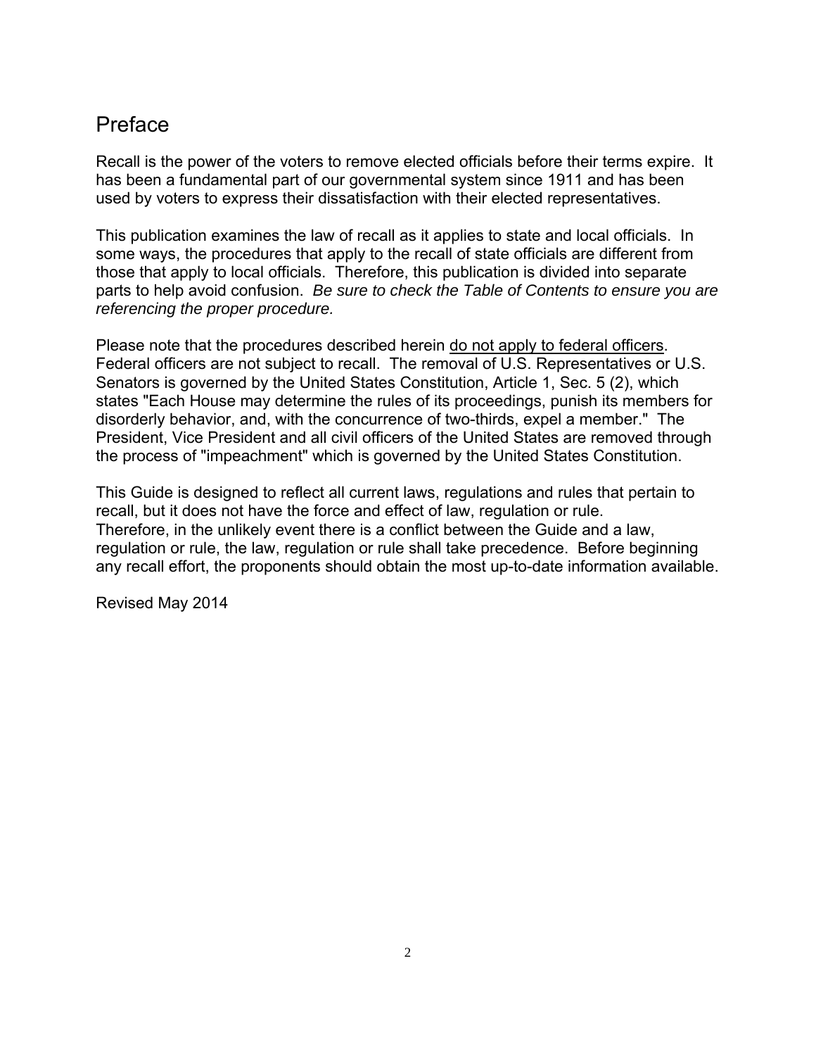## Preface

Recall is the power of the voters to remove elected officials before their terms expire. It has been a fundamental part of our governmental system since 1911 and has been used by voters to express their dissatisfaction with their elected representatives.

This publication examines the law of recall as it applies to state and local officials. In some ways, the procedures that apply to the recall of state officials are different from those that apply to local officials. Therefore, this publication is divided into separate parts to help avoid confusion. *Be sure to check the Table of Contents to ensure you are referencing the proper procedure.*

Please note that the procedures described herein <u>do not apply to federal officers</u>. Federal officers are not subject to recall. The removal of U.S. Representatives or U.S. Senators is governed by the United States Constitution, Article 1, Sec. 5 (2), which states "Each House may determine the rules of its proceedings, punish its members for disorderly behavior, and, with the concurrence of two-thirds, expel a member." The President, Vice President and all civil officers of the United States are removed through the process of "impeachment" which is governed by the United States Constitution.

This Guide is designed to reflect all current laws, regulations and rules that pertain to recall, but it does not have the force and effect of law, regulation or rule. Therefore, in the unlikely event there is a conflict between the Guide and a law, regulation or rule, the law, regulation or rule shall take precedence. Before beginning any recall effort, the proponents should obtain the most up-to-date information available.

Revised May 2014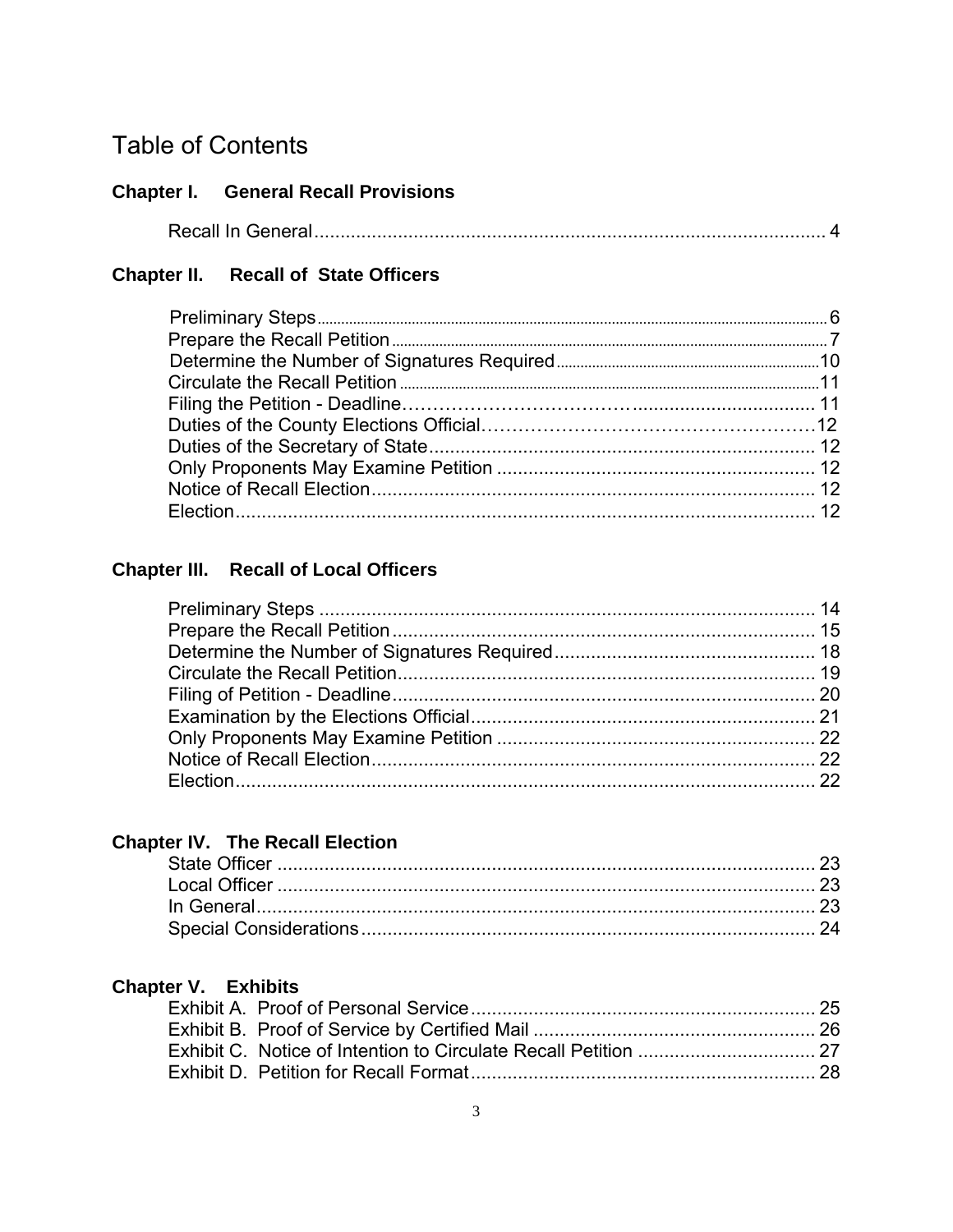# Table of Contents

## Chapter I. General Recall Provisions

Recall In General .................................................................................................. 4

## Chapter II. Recall of State Officers

Preliminary Steps .................................................................................................. 6
Prepare the Recall Petition .................................................................................... 7
Determine the Number of Signatures Required ..................................................... 10
Circulate the Recall Petition .................................................................................. 11
Filing the Petition - Deadline .................................................................................. 11
Duties of the County Elections Official ................................................................... 12
Duties of the Secretary of State ............................................................................. 12
Only Proponents May Examine Petition ................................................................. 12
Notice of Recall Election ........................................................................................ 12
Election .................................................................................................................. 12

## Chapter III. Recall of Local Officers

Preliminary Steps .................................................................................................. 14
Prepare the Recall Petition .................................................................................... 15
Determine the Number of Signatures Required ..................................................... 18
Circulate the Recall Petition .................................................................................. 19
Filing of Petition - Deadline .................................................................................... 20
Examination by the Elections Official .................................................................... 21
Only Proponents May Examine Petition ................................................................. 22
Notice of Recall Election ........................................................................................ 22
Election .................................................................................................................. 22

## Chapter IV. The Recall Election

State Officer .......................................................................................................... 23
Local Officer .......................................................................................................... 23
In General .............................................................................................................. 23
Special Considerations .......................................................................................... 24

## Chapter V. Exhibits

Exhibit A. Proof of Personal Service ..................................................................... 25
Exhibit B. Proof of Service by Certified Mail ......................................................... 26
Exhibit C. Notice of Intention to Circulate Recall Petition ..................................... 27
Exhibit D. Petition for Recall Format ..................................................................... 28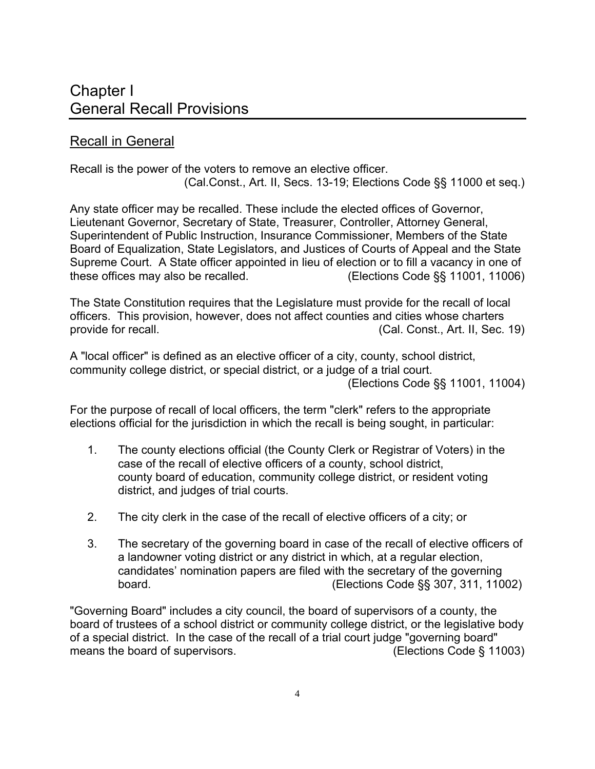# Chapter I
# General Recall Provisions

## Recall in General

Recall is the power of the voters to remove an elective officer.
(Cal.Const., Art. II, Secs. 13-19; Elections Code §§ 11000 et seq.)

Any state officer may be recalled. These include the elected offices of Governor, Lieutenant Governor, Secretary of State, Treasurer, Controller, Attorney General, Superintendent of Public Instruction, Insurance Commissioner, Members of the State Board of Equalization, State Legislators, and Justices of Courts of Appeal and the State Supreme Court. A State officer appointed in lieu of election or to fill a vacancy in one of these offices may also be recalled. (Elections Code §§ 11001, 11006)

The State Constitution requires that the Legislature must provide for the recall of local officers. This provision, however, does not affect counties and cities whose charters provide for recall. (Cal. Const., Art. II, Sec. 19)

A "local officer" is defined as an elective officer of a city, county, school district, community college district, or special district, or a judge of a trial court.
(Elections Code §§ 11001, 11004)

For the purpose of recall of local officers, the term "clerk" refers to the appropriate elections official for the jurisdiction in which the recall is being sought, in particular:

1. The county elections official (the County Clerk or Registrar of Voters) in the case of the recall of elective officers of a county, school district, county board of education, community college district, or resident voting district, and judges of trial courts.

2. The city clerk in the case of the recall of elective officers of a city; or

3. The secretary of the governing board in case of the recall of elective officers of a landowner voting district or any district in which, at a regular election, candidates' nomination papers are filed with the secretary of the governing board. (Elections Code §§ 307, 311, 11002)

"Governing Board" includes a city council, the board of supervisors of a county, the board of trustees of a school district or community college district, or the legislative body of a special district. In the case of the recall of a trial court judge "governing board" means the board of supervisors. (Elections Code § 11003)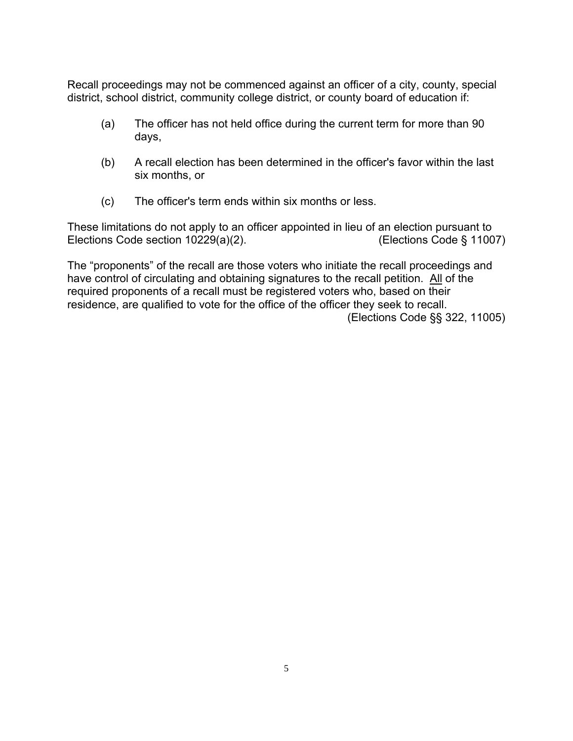Recall proceedings may not be commenced against an officer of a city, county, special district, school district, community college district, or county board of education if:

(a) The officer has not held office during the current term for more than 90 days,

(b) A recall election has been determined in the officer's favor within the last six months, or

(c) The officer's term ends within six months or less.

These limitations do not apply to an officer appointed in lieu of an election pursuant to Elections Code section 10229(a)(2). (Elections Code § 11007)

The "proponents" of the recall are those voters who initiate the recall proceedings and have control of circulating and obtaining signatures to the recall petition. <u>All</u> of the required proponents of a recall must be registered voters who, based on their residence, are qualified to vote for the office of the officer they seek to recall. (Elections Code §§ 322, 11005)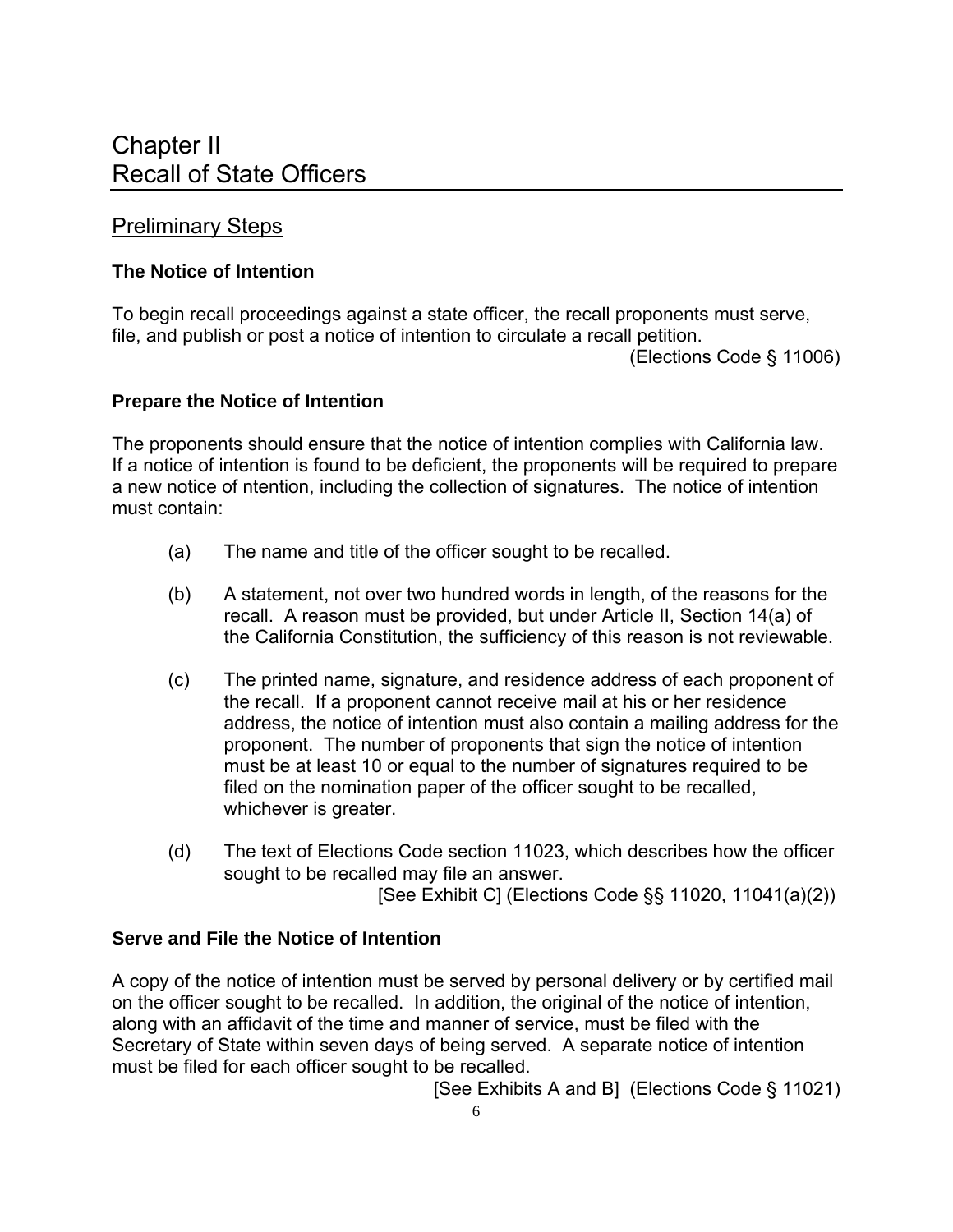# Chapter II
# Recall of State Officers

## Preliminary Steps

### The Notice of Intention

To begin recall proceedings against a state officer, the recall proponents must serve, file, and publish or post a notice of intention to circulate a recall petition.

(Elections Code § 11006)

### Prepare the Notice of Intention

The proponents should ensure that the notice of intention complies with California law. If a notice of intention is found to be deficient, the proponents will be required to prepare a new notice of ntention, including the collection of signatures. The notice of intention must contain:

(a) The name and title of the officer sought to be recalled.

(b) A statement, not over two hundred words in length, of the reasons for the recall. A reason must be provided, but under Article II, Section 14(a) of the California Constitution, the sufficiency of this reason is not reviewable.

(c) The printed name, signature, and residence address of each proponent of the recall. If a proponent cannot receive mail at his or her residence address, the notice of intention must also contain a mailing address for the proponent. The number of proponents that sign the notice of intention must be at least 10 or equal to the number of signatures required to be filed on the nomination paper of the officer sought to be recalled, whichever is greater.

(d) The text of Elections Code section 11023, which describes how the officer sought to be recalled may file an answer.

[See Exhibit C] (Elections Code §§ 11020, 11041(a)(2))

### Serve and File the Notice of Intention

A copy of the notice of intention must be served by personal delivery or by certified mail on the officer sought to be recalled. In addition, the original of the notice of intention, along with an affidavit of the time and manner of service, must be filed with the Secretary of State within seven days of being served. A separate notice of intention must be filed for each officer sought to be recalled.

[See Exhibits A and B] (Elections Code § 11021)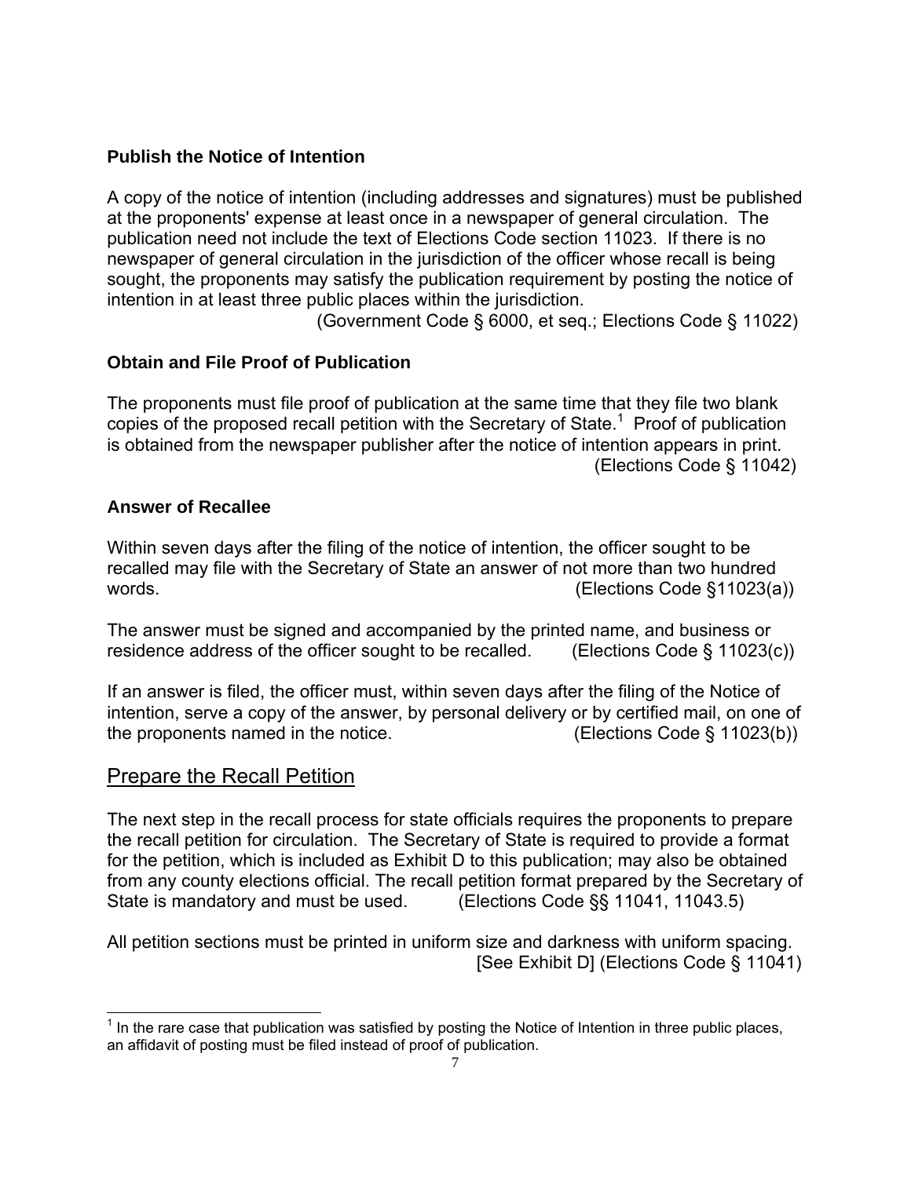### Publish the Notice of Intention

A copy of the notice of intention (including addresses and signatures) must be published at the proponents' expense at least once in a newspaper of general circulation. The publication need not include the text of Elections Code section 11023. If there is no newspaper of general circulation in the jurisdiction of the officer whose recall is being sought, the proponents may satisfy the publication requirement by posting the notice of intention in at least three public places within the jurisdiction.

(Government Code § 6000, et seq.; Elections Code § 11022)

### Obtain and File Proof of Publication

The proponents must file proof of publication at the same time that they file two blank copies of the proposed recall petition with the Secretary of State.[1] Proof of publication is obtained from the newspaper publisher after the notice of intention appears in print.

(Elections Code § 11042)

### Answer of Recallee

Within seven days after the filing of the notice of intention, the officer sought to be recalled may file with the Secretary of State an answer of not more than two hundred words. (Elections Code §11023(a))

The answer must be signed and accompanied by the printed name, and business or residence address of the officer sought to be recalled. (Elections Code § 11023(c))

If an answer is filed, the officer must, within seven days after the filing of the Notice of intention, serve a copy of the answer, by personal delivery or by certified mail, on one of the proponents named in the notice. (Elections Code § 11023(b))

## Prepare the Recall Petition

The next step in the recall process for state officials requires the proponents to prepare the recall petition for circulation. The Secretary of State is required to provide a format for the petition, which is included as Exhibit D to this publication; may also be obtained from any county elections official. The recall petition format prepared by the Secretary of State is mandatory and must be used. (Elections Code §§ 11041, 11043.5)

All petition sections must be printed in uniform size and darkness with uniform spacing.

[See Exhibit D] (Elections Code § 11041)

---

[1] In the rare case that publication was satisfied by posting the Notice of Intention in three public places, an affidavit of posting must be filed instead of proof of publication.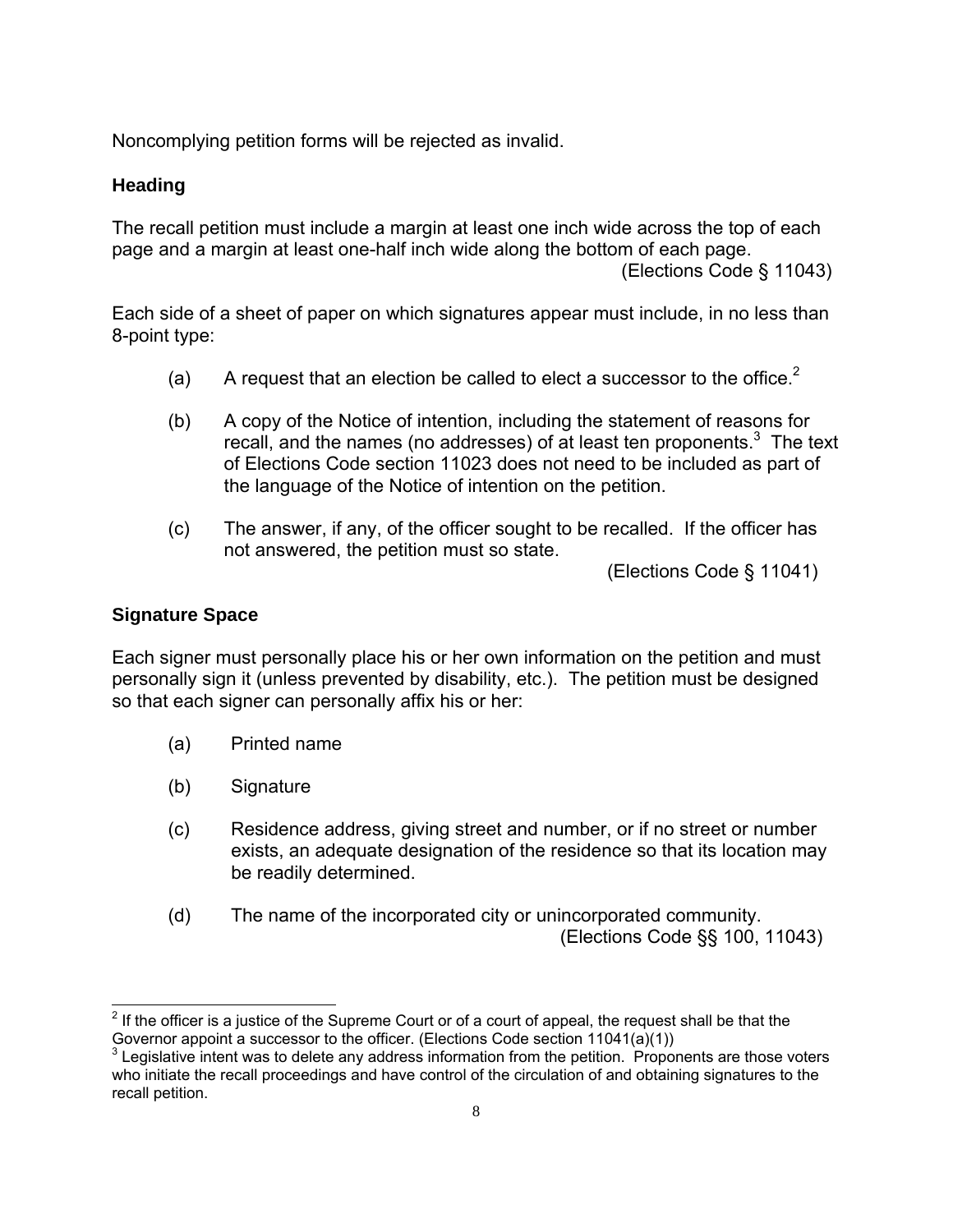Noncomplying petition forms will be rejected as invalid.

### Heading

The recall petition must include a margin at least one inch wide across the top of each page and a margin at least one-half inch wide along the bottom of each page.

(Elections Code § 11043)

Each side of a sheet of paper on which signatures appear must include, in no less than 8-point type:

(a) A request that an election be called to elect a successor to the office.[2]

(b) A copy of the Notice of intention, including the statement of reasons for recall, and the names (no addresses) of at least ten proponents.[3] The text of Elections Code section 11023 does not need to be included as part of the language of the Notice of intention on the petition.

(c) The answer, if any, of the officer sought to be recalled. If the officer has not answered, the petition must so state.

(Elections Code § 11041)

### Signature Space

Each signer must personally place his or her own information on the petition and must personally sign it (unless prevented by disability, etc.). The petition must be designed so that each signer can personally affix his or her:

(a) Printed name

(b) Signature

(c) Residence address, giving street and number, or if no street or number exists, an adequate designation of the residence so that its location may be readily determined.

(d) The name of the incorporated city or unincorporated community.

(Elections Code §§ 100, 11043)

---

[2] If the officer is a justice of the Supreme Court or of a court of appeal, the request shall be that the Governor appoint a successor to the officer. (Elections Code section 11041(a)(1))

[3] Legislative intent was to delete any address information from the petition. Proponents are those voters who initiate the recall proceedings and have control of the circulation of and obtaining signatures to the recall petition.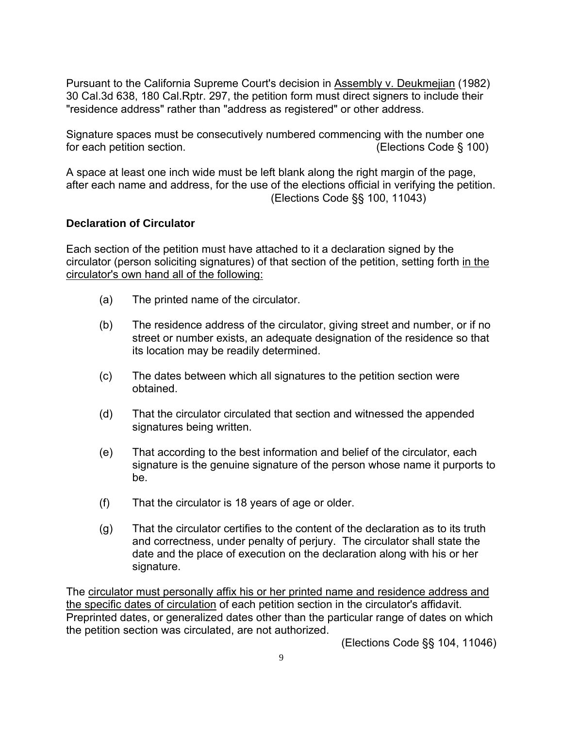Pursuant to the California Supreme Court's decision in <u>Assembly v. Deukmejian</u> (1982) 30 Cal.3d 638, 180 Cal.Rptr. 297, the petition form must direct signers to include their "residence address" rather than "address as registered" or other address.

Signature spaces must be consecutively numbered commencing with the number one for each petition section. (Elections Code § 100)

A space at least one inch wide must be left blank along the right margin of the page, after each name and address, for the use of the elections official in verifying the petition. (Elections Code §§ 100, 11043)

**Declaration of Circulator**

Each section of the petition must have attached to it a declaration signed by the circulator (person soliciting signatures) of that section of the petition, setting forth <u>in the circulator's own hand all of the following:</u>

(a) The printed name of the circulator.

(b) The residence address of the circulator, giving street and number, or if no street or number exists, an adequate designation of the residence so that its location may be readily determined.

(c) The dates between which all signatures to the petition section were obtained.

(d) That the circulator circulated that section and witnessed the appended signatures being written.

(e) That according to the best information and belief of the circulator, each signature is the genuine signature of the person whose name it purports to be.

(f) That the circulator is 18 years of age or older.

(g) That the circulator certifies to the content of the declaration as to its truth and correctness, under penalty of perjury. The circulator shall state the date and the place of execution on the declaration along with his or her signature.

The <u>circulator must personally affix his or her printed name and residence address and the specific dates of circulation</u> of each petition section in the circulator's affidavit. Preprinted dates, or generalized dates other than the particular range of dates on which the petition section was circulated, are not authorized.

(Elections Code §§ 104, 11046)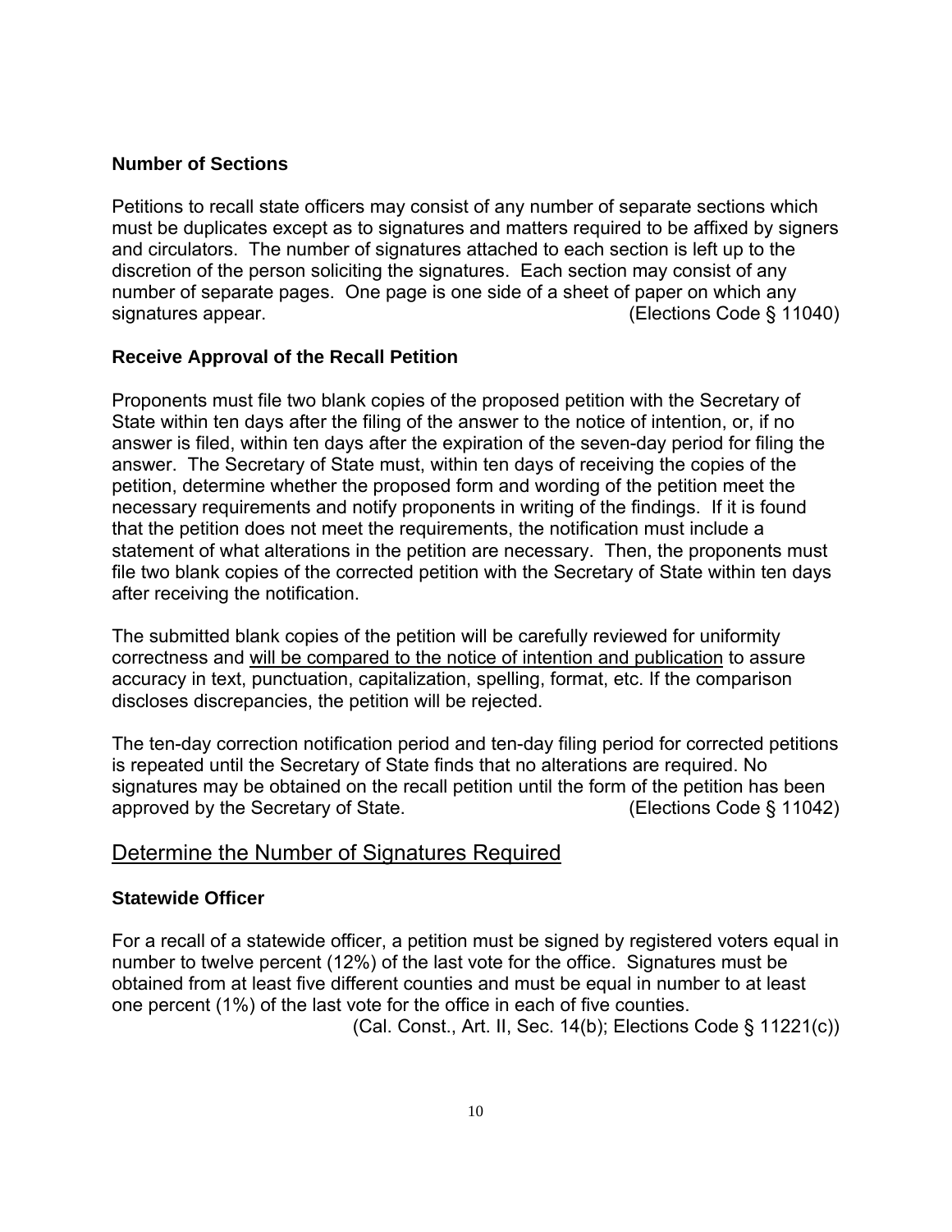### Number of Sections

Petitions to recall state officers may consist of any number of separate sections which must be duplicates except as to signatures and matters required to be affixed by signers and circulators. The number of signatures attached to each section is left up to the discretion of the person soliciting the signatures. Each section may consist of any number of separate pages. One page is one side of a sheet of paper on which any signatures appear. (Elections Code § 11040)

### Receive Approval of the Recall Petition

Proponents must file two blank copies of the proposed petition with the Secretary of State within ten days after the filing of the answer to the notice of intention, or, if no answer is filed, within ten days after the expiration of the seven-day period for filing the answer. The Secretary of State must, within ten days of receiving the copies of the petition, determine whether the proposed form and wording of the petition meet the necessary requirements and notify proponents in writing of the findings. If it is found that the petition does not meet the requirements, the notification must include a statement of what alterations in the petition are necessary. Then, the proponents must file two blank copies of the corrected petition with the Secretary of State within ten days after receiving the notification.

The submitted blank copies of the petition will be carefully reviewed for uniformity correctness and <u>will be compared to the notice of intention and publication</u> to assure accuracy in text, punctuation, capitalization, spelling, format, etc. If the comparison discloses discrepancies, the petition will be rejected.

The ten-day correction notification period and ten-day filing period for corrected petitions is repeated until the Secretary of State finds that no alterations are required. No signatures may be obtained on the recall petition until the form of the petition has been approved by the Secretary of State. (Elections Code § 11042)

## Determine the Number of Signatures Required

### Statewide Officer

For a recall of a statewide officer, a petition must be signed by registered voters equal in number to twelve percent (12%) of the last vote for the office. Signatures must be obtained from at least five different counties and must be equal in number to at least one percent (1%) of the last vote for the office in each of five counties.

(Cal. Const., Art. II, Sec. 14(b); Elections Code § 11221(c))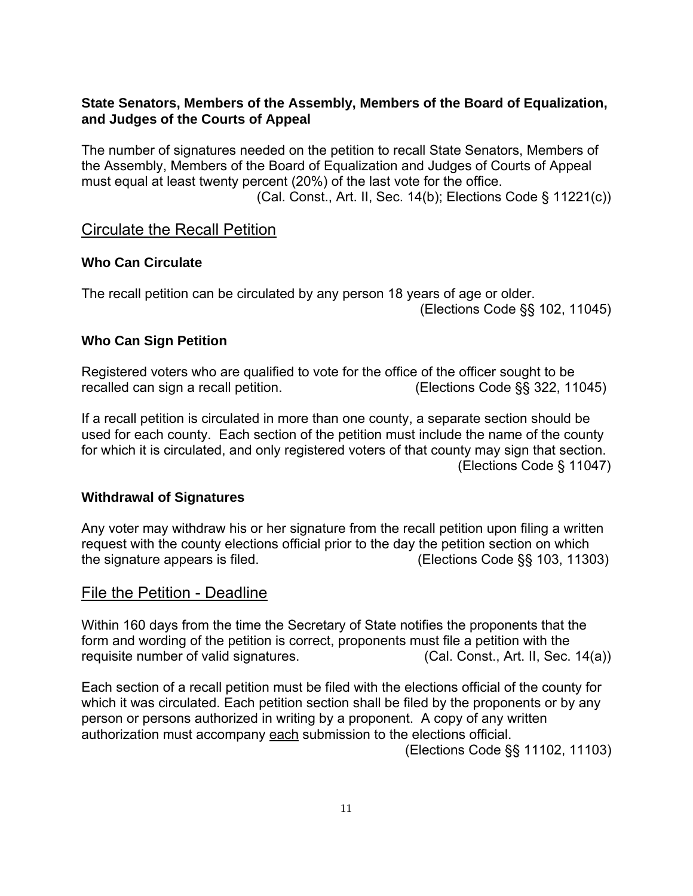**State Senators, Members of the Assembly, Members of the Board of Equalization, and Judges of the Courts of Appeal**

The number of signatures needed on the petition to recall State Senators, Members of the Assembly, Members of the Board of Equalization and Judges of Courts of Appeal must equal at least twenty percent (20%) of the last vote for the office.
(Cal. Const., Art. II, Sec. 14(b); Elections Code § 11221(c))

## Circulate the Recall Petition

### Who Can Circulate

The recall petition can be circulated by any person 18 years of age or older.
(Elections Code §§ 102, 11045)

### Who Can Sign Petition

Registered voters who are qualified to vote for the office of the officer sought to be recalled can sign a recall petition. (Elections Code §§ 322, 11045)

If a recall petition is circulated in more than one county, a separate section should be used for each county. Each section of the petition must include the name of the county for which it is circulated, and only registered voters of that county may sign that section.
(Elections Code § 11047)

### Withdrawal of Signatures

Any voter may withdraw his or her signature from the recall petition upon filing a written request with the county elections official prior to the day the petition section on which the signature appears is filed. (Elections Code §§ 103, 11303)

## File the Petition - Deadline

Within 160 days from the time the Secretary of State notifies the proponents that the form and wording of the petition is correct, proponents must file a petition with the requisite number of valid signatures. (Cal. Const., Art. II, Sec. 14(a))

Each section of a recall petition must be filed with the elections official of the county for which it was circulated. Each petition section shall be filed by the proponents or by any person or persons authorized in writing by a proponent. A copy of any written authorization must accompany each submission to the elections official.
(Elections Code §§ 11102, 11103)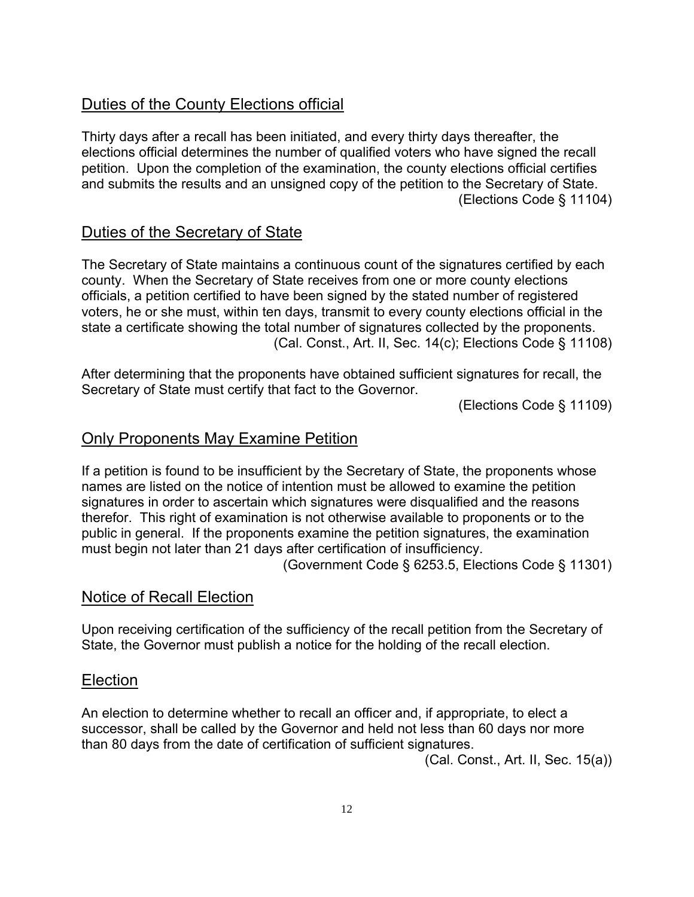## Duties of the County Elections official

Thirty days after a recall has been initiated, and every thirty days thereafter, the elections official determines the number of qualified voters who have signed the recall petition. Upon the completion of the examination, the county elections official certifies and submits the results and an unsigned copy of the petition to the Secretary of State.

(Elections Code § 11104)

## Duties of the Secretary of State

The Secretary of State maintains a continuous count of the signatures certified by each county. When the Secretary of State receives from one or more county elections officials, a petition certified to have been signed by the stated number of registered voters, he or she must, within ten days, transmit to every county elections official in the state a certificate showing the total number of signatures collected by the proponents.

(Cal. Const., Art. II, Sec. 14(c); Elections Code § 11108)

After determining that the proponents have obtained sufficient signatures for recall, the Secretary of State must certify that fact to the Governor.

(Elections Code § 11109)

## Only Proponents May Examine Petition

If a petition is found to be insufficient by the Secretary of State, the proponents whose names are listed on the notice of intention must be allowed to examine the petition signatures in order to ascertain which signatures were disqualified and the reasons therefor. This right of examination is not otherwise available to proponents or to the public in general. If the proponents examine the petition signatures, the examination must begin not later than 21 days after certification of insufficiency.

(Government Code § 6253.5, Elections Code § 11301)

## Notice of Recall Election

Upon receiving certification of the sufficiency of the recall petition from the Secretary of State, the Governor must publish a notice for the holding of the recall election.

## Election

An election to determine whether to recall an officer and, if appropriate, to elect a successor, shall be called by the Governor and held not less than 60 days nor more than 80 days from the date of certification of sufficient signatures.

(Cal. Const., Art. II, Sec. 15(a))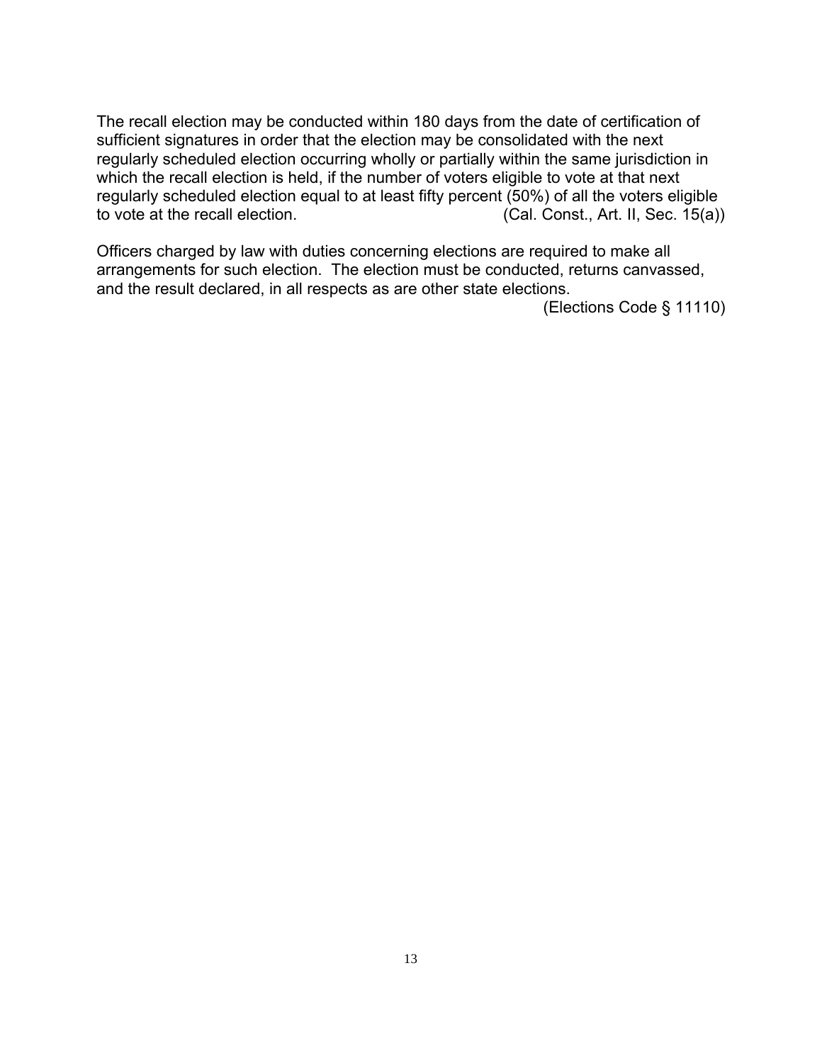The recall election may be conducted within 180 days from the date of certification of sufficient signatures in order that the election may be consolidated with the next regularly scheduled election occurring wholly or partially within the same jurisdiction in which the recall election is held, if the number of voters eligible to vote at that next regularly scheduled election equal to at least fifty percent (50%) of all the voters eligible to vote at the recall election. (Cal. Const., Art. II, Sec. 15(a))

Officers charged by law with duties concerning elections are required to make all arrangements for such election. The election must be conducted, returns canvassed, and the result declared, in all respects as are other state elections.

(Elections Code § 11110)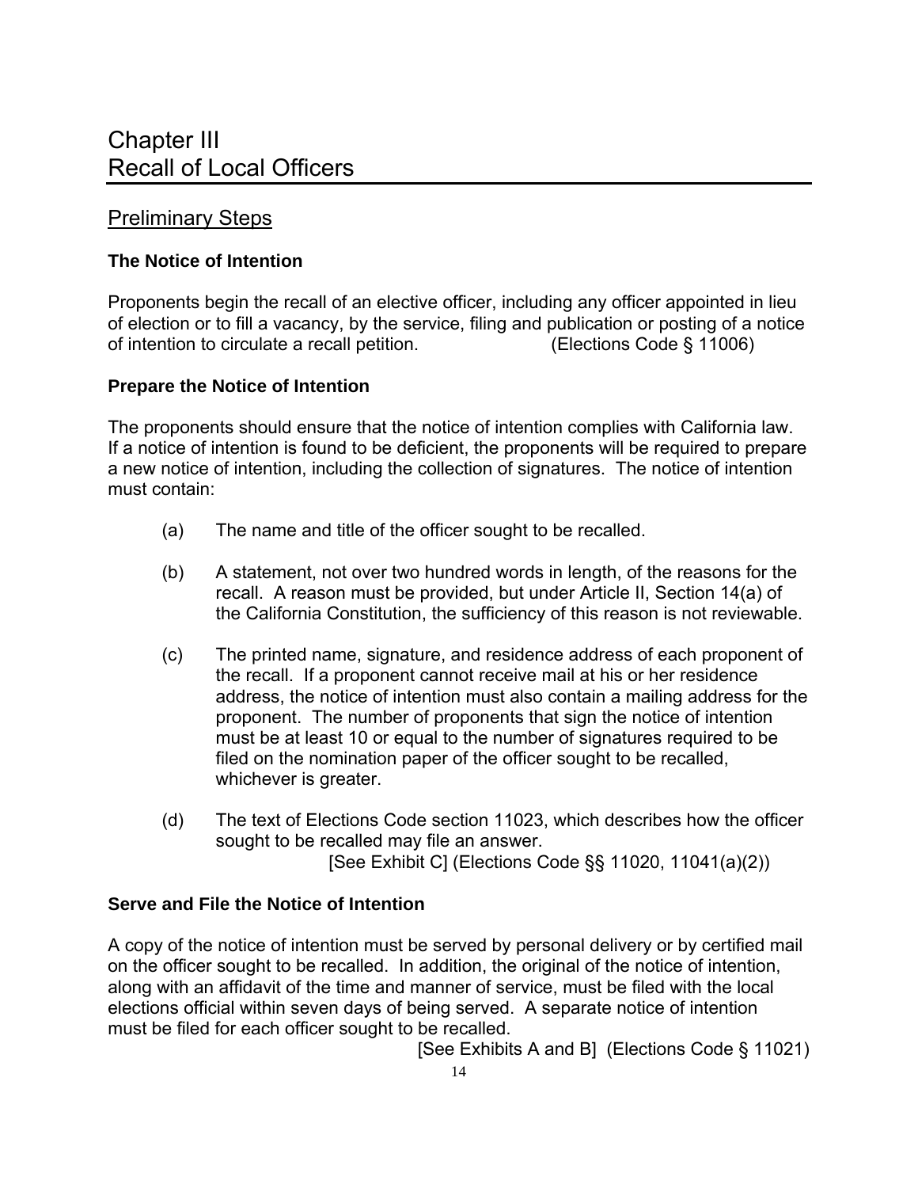# Chapter III
# Recall of Local Officers

## Preliminary Steps

### The Notice of Intention

Proponents begin the recall of an elective officer, including any officer appointed in lieu of election or to fill a vacancy, by the service, filing and publication or posting of a notice of intention to circulate a recall petition. (Elections Code § 11006)

### Prepare the Notice of Intention

The proponents should ensure that the notice of intention complies with California law. If a notice of intention is found to be deficient, the proponents will be required to prepare a new notice of intention, including the collection of signatures. The notice of intention must contain:

(a) The name and title of the officer sought to be recalled.

(b) A statement, not over two hundred words in length, of the reasons for the recall. A reason must be provided, but under Article II, Section 14(a) of the California Constitution, the sufficiency of this reason is not reviewable.

(c) The printed name, signature, and residence address of each proponent of the recall. If a proponent cannot receive mail at his or her residence address, the notice of intention must also contain a mailing address for the proponent. The number of proponents that sign the notice of intention must be at least 10 or equal to the number of signatures required to be filed on the nomination paper of the officer sought to be recalled, whichever is greater.

(d) The text of Elections Code section 11023, which describes how the officer sought to be recalled may file an answer.
[See Exhibit C] (Elections Code §§ 11020, 11041(a)(2))

### Serve and File the Notice of Intention

A copy of the notice of intention must be served by personal delivery or by certified mail on the officer sought to be recalled. In addition, the original of the notice of intention, along with an affidavit of the time and manner of service, must be filed with the local elections official within seven days of being served. A separate notice of intention must be filed for each officer sought to be recalled.
[See Exhibits A and B] (Elections Code § 11021)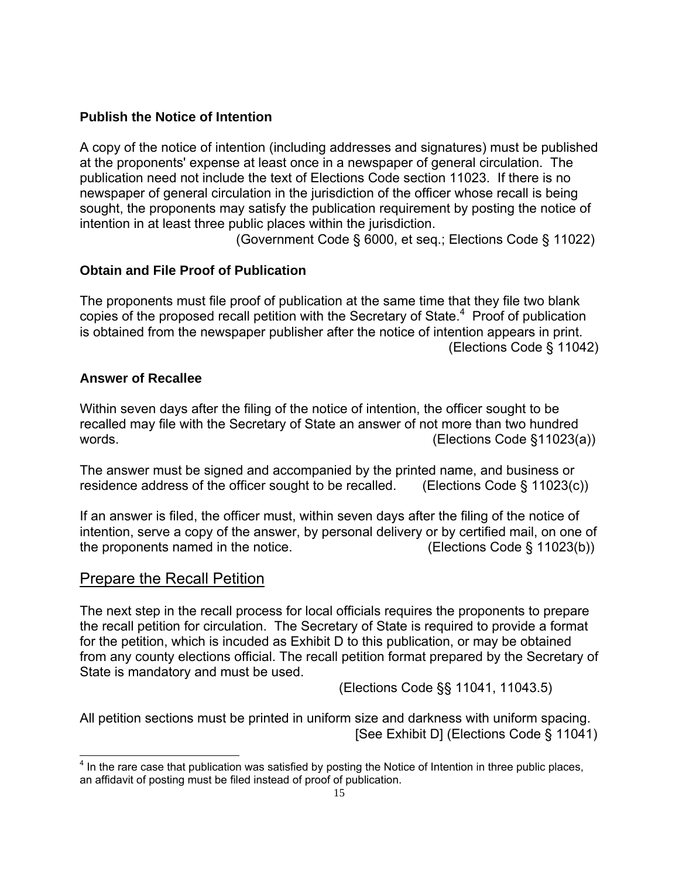### Publish the Notice of Intention

A copy of the notice of intention (including addresses and signatures) must be published at the proponents' expense at least once in a newspaper of general circulation. The publication need not include the text of Elections Code section 11023. If there is no newspaper of general circulation in the jurisdiction of the officer whose recall is being sought, the proponents may satisfy the publication requirement by posting the notice of intention in at least three public places within the jurisdiction.

(Government Code § 6000, et seq.; Elections Code § 11022)

### Obtain and File Proof of Publication

The proponents must file proof of publication at the same time that they file two blank copies of the proposed recall petition with the Secretary of State.[4] Proof of publication is obtained from the newspaper publisher after the notice of intention appears in print.

(Elections Code § 11042)

### Answer of Recallee

Within seven days after the filing of the notice of intention, the officer sought to be recalled may file with the Secretary of State an answer of not more than two hundred words. (Elections Code §11023(a))

The answer must be signed and accompanied by the printed name, and business or residence address of the officer sought to be recalled. (Elections Code § 11023(c))

If an answer is filed, the officer must, within seven days after the filing of the notice of intention, serve a copy of the answer, by personal delivery or by certified mail, on one of the proponents named in the notice. (Elections Code § 11023(b))

## Prepare the Recall Petition

The next step in the recall process for local officials requires the proponents to prepare the recall petition for circulation. The Secretary of State is required to provide a format for the petition, which is incuded as Exhibit D to this publication, or may be obtained from any county elections official. The recall petition format prepared by the Secretary of State is mandatory and must be used.

(Elections Code §§ 11041, 11043.5)

All petition sections must be printed in uniform size and darkness with uniform spacing.

[See Exhibit D] (Elections Code § 11041)

---

[4] In the rare case that publication was satisfied by posting the Notice of Intention in three public places, an affidavit of posting must be filed instead of proof of publication.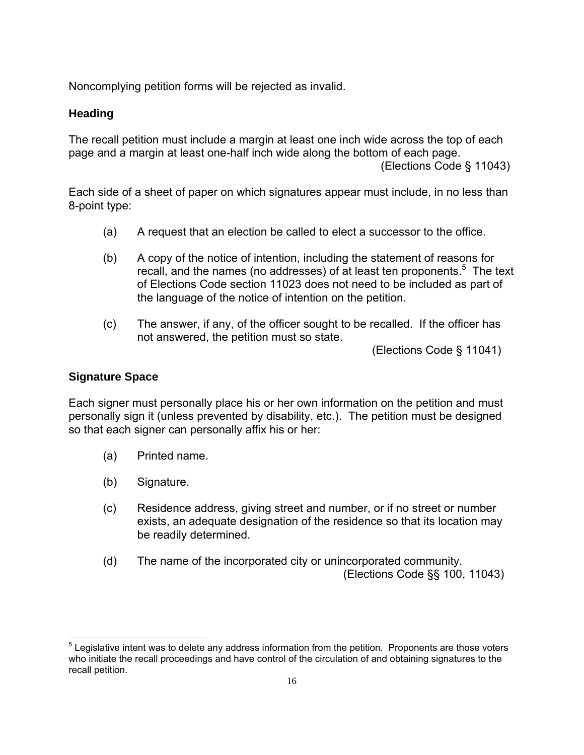Noncomplying petition forms will be rejected as invalid.

### Heading

The recall petition must include a margin at least one inch wide across the top of each page and a margin at least one-half inch wide along the bottom of each page.

(Elections Code § 11043)

Each side of a sheet of paper on which signatures appear must include, in no less than 8-point type:

(a) A request that an election be called to elect a successor to the office.

(b) A copy of the notice of intention, including the statement of reasons for recall, and the names (no addresses) of at least ten proponents.[5] The text of Elections Code section 11023 does not need to be included as part of the language of the notice of intention on the petition.

(c) The answer, if any, of the officer sought to be recalled. If the officer has not answered, the petition must so state.

(Elections Code § 11041)

### Signature Space

Each signer must personally place his or her own information on the petition and must personally sign it (unless prevented by disability, etc.). The petition must be designed so that each signer can personally affix his or her:

(a) Printed name.

(b) Signature.

(c) Residence address, giving street and number, or if no street or number exists, an adequate designation of the residence so that its location may be readily determined.

(d) The name of the incorporated city or unincorporated community.

(Elections Code §§ 100, 11043)

---

[5] Legislative intent was to delete any address information from the petition. Proponents are those voters who initiate the recall proceedings and have control of the circulation of and obtaining signatures to the recall petition.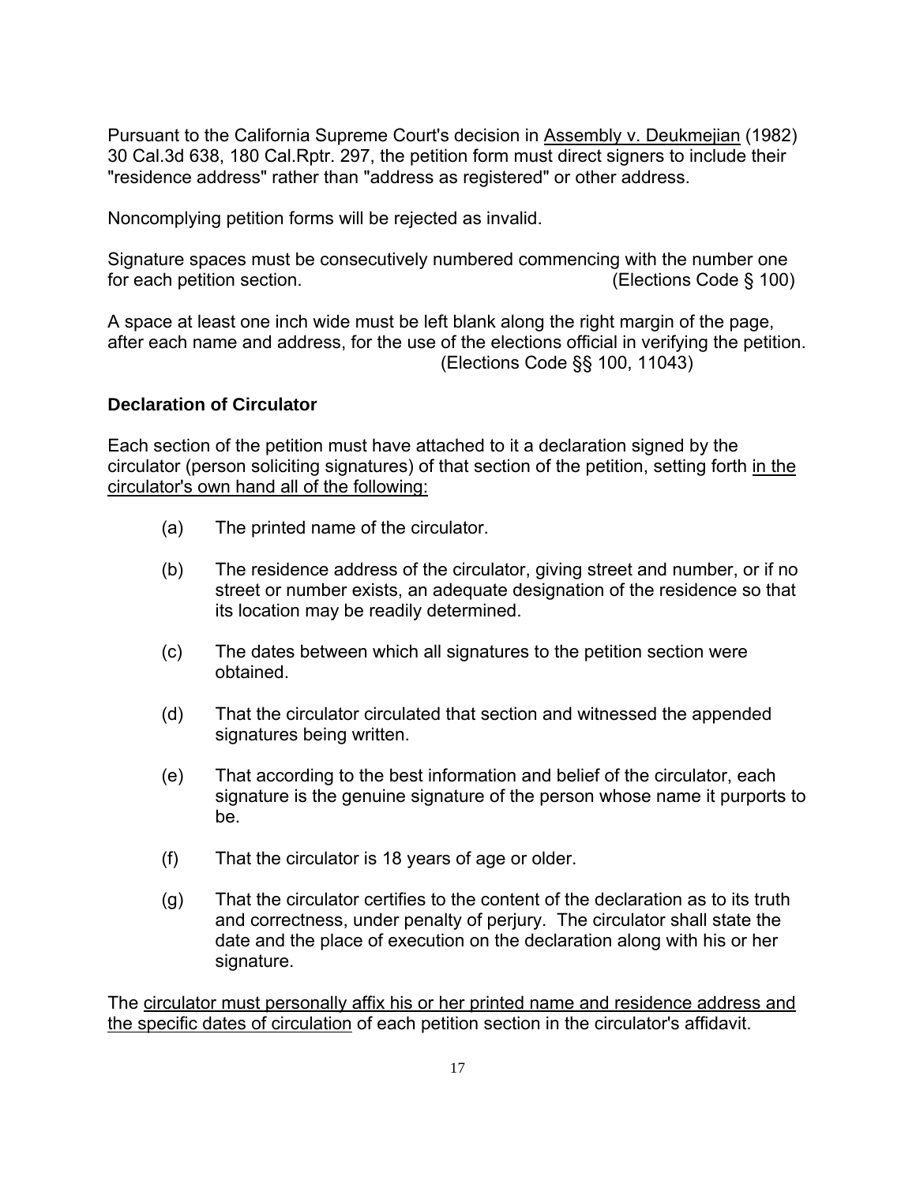Pursuant to the California Supreme Court's decision in <u>Assembly v. Deukmejian</u> (1982) 30 Cal.3d 638, 180 Cal.Rptr. 297, the petition form must direct signers to include their "residence address" rather than "address as registered" or other address.

Noncomplying petition forms will be rejected as invalid.

Signature spaces must be consecutively numbered commencing with the number one for each petition section. (Elections Code § 100)

A space at least one inch wide must be left blank along the right margin of the page, after each name and address, for the use of the elections official in verifying the petition. (Elections Code §§ 100, 11043)

**Declaration of Circulator**

Each section of the petition must have attached to it a declaration signed by the circulator (person soliciting signatures) of that section of the petition, setting forth <u>in the circulator's own hand all of the following:</u>

(a) The printed name of the circulator.

(b) The residence address of the circulator, giving street and number, or if no street or number exists, an adequate designation of the residence so that its location may be readily determined.

(c) The dates between which all signatures to the petition section were obtained.

(d) That the circulator circulated that section and witnessed the appended signatures being written.

(e) That according to the best information and belief of the circulator, each signature is the genuine signature of the person whose name it purports to be.

(f) That the circulator is 18 years of age or older.

(g) That the circulator certifies to the content of the declaration as to its truth and correctness, under penalty of perjury. The circulator shall state the date and the place of execution on the declaration along with his or her signature.

The <u>circulator must personally affix his or her printed name and residence address and the specific dates of circulation</u> of each petition section in the circulator's affidavit.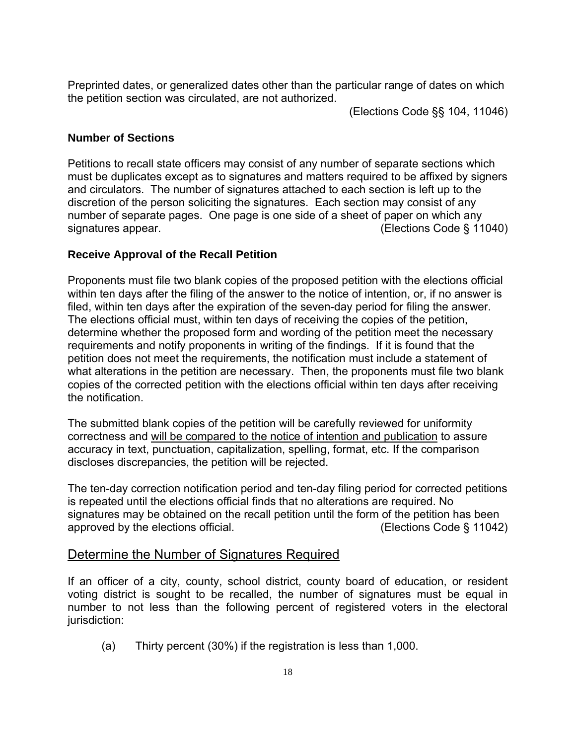Preprinted dates, or generalized dates other than the particular range of dates on which the petition section was circulated, are not authorized.

(Elections Code §§ 104, 11046)

### Number of Sections

Petitions to recall state officers may consist of any number of separate sections which must be duplicates except as to signatures and matters required to be affixed by signers and circulators. The number of signatures attached to each section is left up to the discretion of the person soliciting the signatures. Each section may consist of any number of separate pages. One page is one side of a sheet of paper on which any signatures appear. (Elections Code § 11040)

### Receive Approval of the Recall Petition

Proponents must file two blank copies of the proposed petition with the elections official within ten days after the filing of the answer to the notice of intention, or, if no answer is filed, within ten days after the expiration of the seven-day period for filing the answer. The elections official must, within ten days of receiving the copies of the petition, determine whether the proposed form and wording of the petition meet the necessary requirements and notify proponents in writing of the findings. If it is found that the petition does not meet the requirements, the notification must include a statement of what alterations in the petition are necessary. Then, the proponents must file two blank copies of the corrected petition with the elections official within ten days after receiving the notification.

The submitted blank copies of the petition will be carefully reviewed for uniformity correctness and <u>will be compared to the notice of intention and publication</u> to assure accuracy in text, punctuation, capitalization, spelling, format, etc. If the comparison discloses discrepancies, the petition will be rejected.

The ten-day correction notification period and ten-day filing period for corrected petitions is repeated until the elections official finds that no alterations are required. No signatures may be obtained on the recall petition until the form of the petition has been approved by the elections official. (Elections Code § 11042)

## Determine the Number of Signatures Required

If an officer of a city, county, school district, county board of education, or resident voting district is sought to be recalled, the number of signatures must be equal in number to not less than the following percent of registered voters in the electoral jurisdiction:

(a) Thirty percent (30%) if the registration is less than 1,000.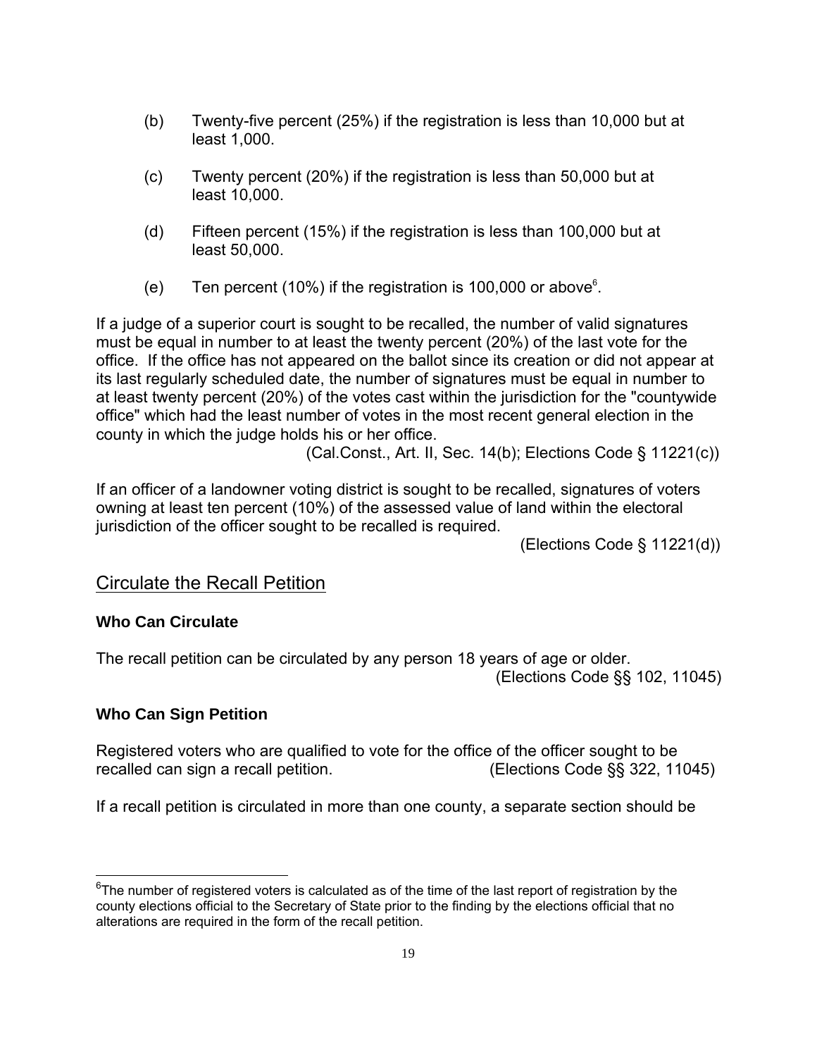(b) Twenty-five percent (25%) if the registration is less than 10,000 but at least 1,000.

(c) Twenty percent (20%) if the registration is less than 50,000 but at least 10,000.

(d) Fifteen percent (15%) if the registration is less than 100,000 but at least 50,000.

(e) Ten percent (10%) if the registration is 100,000 or above[6].

If a judge of a superior court is sought to be recalled, the number of valid signatures must be equal in number to at least the twenty percent (20%) of the last vote for the office. If the office has not appeared on the ballot since its creation or did not appear at its last regularly scheduled date, the number of signatures must be equal in number to at least twenty percent (20%) of the votes cast within the jurisdiction for the "countywide office" which had the least number of votes in the most recent general election in the county in which the judge holds his or her office.

(Cal.Const., Art. II, Sec. 14(b); Elections Code § 11221(c))

If an officer of a landowner voting district is sought to be recalled, signatures of voters owning at least ten percent (10%) of the assessed value of land within the electoral jurisdiction of the officer sought to be recalled is required.

(Elections Code § 11221(d))

## Circulate the Recall Petition

### Who Can Circulate

The recall petition can be circulated by any person 18 years of age or older.

(Elections Code §§ 102, 11045)

### Who Can Sign Petition

Registered voters who are qualified to vote for the office of the officer sought to be recalled can sign a recall petition. (Elections Code §§ 322, 11045)

If a recall petition is circulated in more than one county, a separate section should be

---

[6] The number of registered voters is calculated as of the time of the last report of registration by the county elections official to the Secretary of State prior to the finding by the elections official that no alterations are required in the form of the recall petition.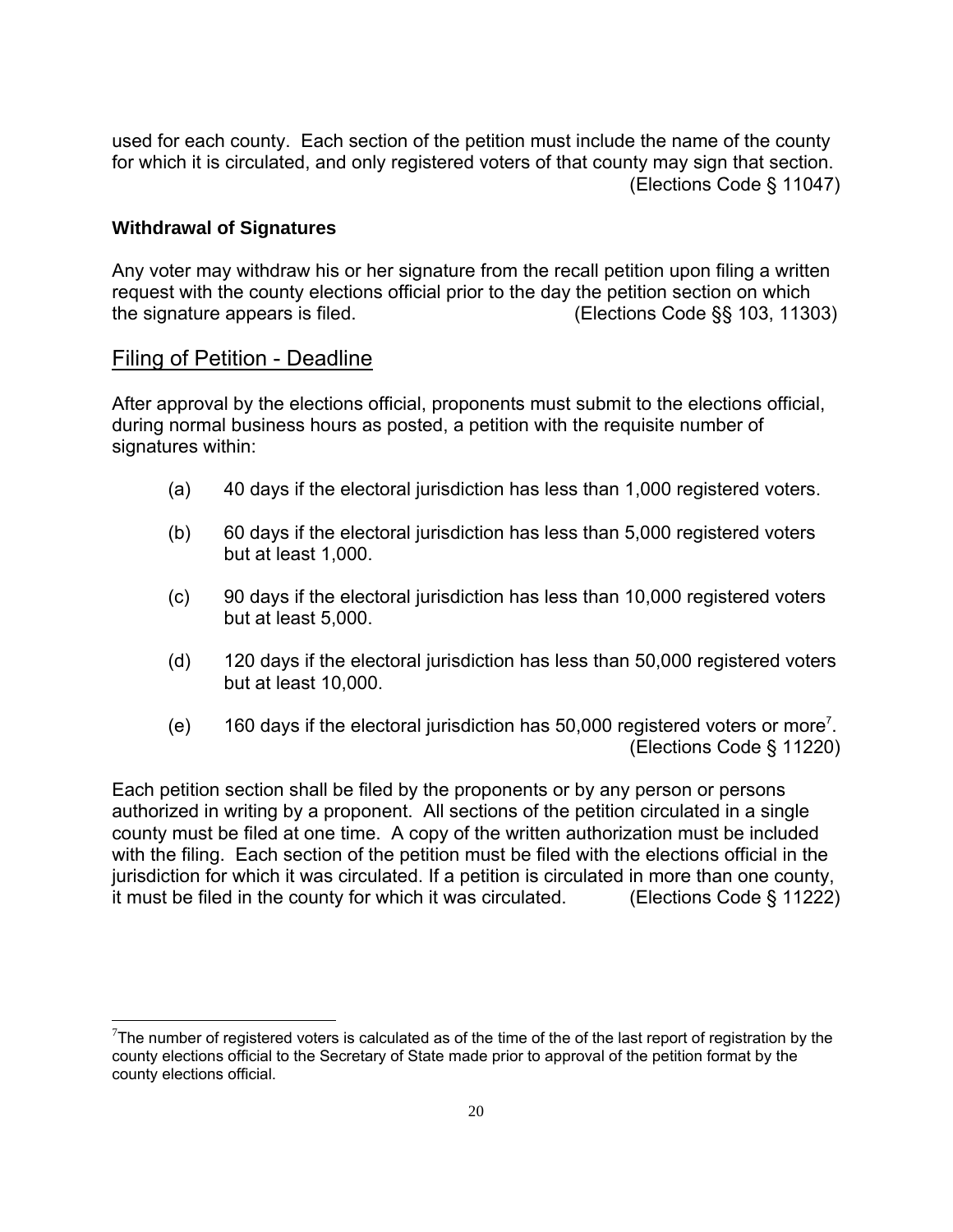used for each county. Each section of the petition must include the name of the county for which it is circulated, and only registered voters of that county may sign that section. (Elections Code § 11047)

**Withdrawal of Signatures**

Any voter may withdraw his or her signature from the recall petition upon filing a written request with the county elections official prior to the day the petition section on which the signature appears is filed. (Elections Code §§ 103, 11303)

## Filing of Petition - Deadline

After approval by the elections official, proponents must submit to the elections official, during normal business hours as posted, a petition with the requisite number of signatures within:

(a) 40 days if the electoral jurisdiction has less than 1,000 registered voters.

(b) 60 days if the electoral jurisdiction has less than 5,000 registered voters but at least 1,000.

(c) 90 days if the electoral jurisdiction has less than 10,000 registered voters but at least 5,000.

(d) 120 days if the electoral jurisdiction has less than 50,000 registered voters but at least 10,000.

(e) 160 days if the electoral jurisdiction has 50,000 registered voters or more[7]. (Elections Code § 11220)

Each petition section shall be filed by the proponents or by any person or persons authorized in writing by a proponent. All sections of the petition circulated in a single county must be filed at one time. A copy of the written authorization must be included with the filing. Each section of the petition must be filed with the elections official in the jurisdiction for which it was circulated. If a petition is circulated in more than one county, it must be filed in the county for which it was circulated. (Elections Code § 11222)

[7]The number of registered voters is calculated as of the time of the of the last report of registration by the county elections official to the Secretary of State made prior to approval of the petition format by the county elections official.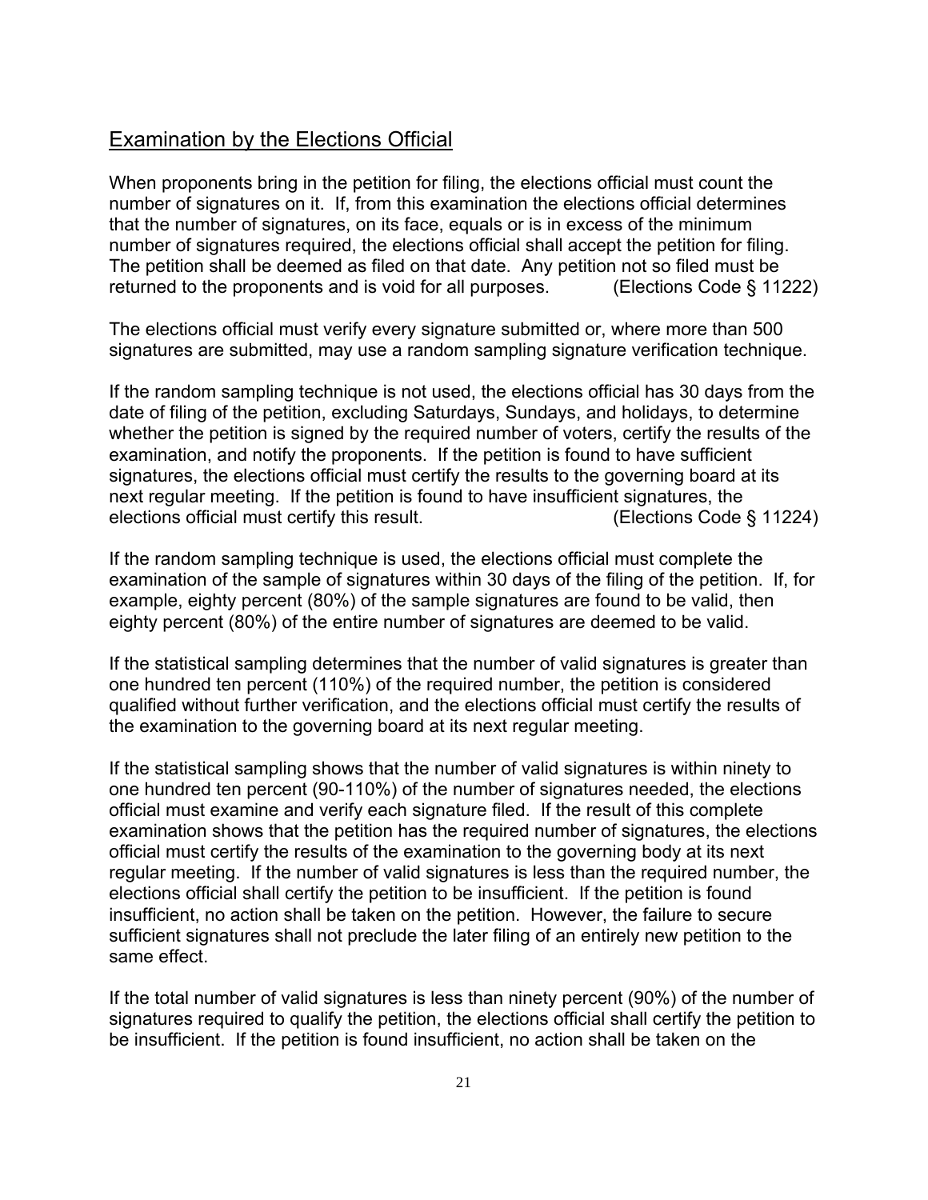## Examination by the Elections Official

When proponents bring in the petition for filing, the elections official must count the number of signatures on it. If, from this examination the elections official determines that the number of signatures, on its face, equals or is in excess of the minimum number of signatures required, the elections official shall accept the petition for filing. The petition shall be deemed as filed on that date. Any petition not so filed must be returned to the proponents and is void for all purposes. (Elections Code § 11222)

The elections official must verify every signature submitted or, where more than 500 signatures are submitted, may use a random sampling signature verification technique.

If the random sampling technique is not used, the elections official has 30 days from the date of filing of the petition, excluding Saturdays, Sundays, and holidays, to determine whether the petition is signed by the required number of voters, certify the results of the examination, and notify the proponents. If the petition is found to have sufficient signatures, the elections official must certify the results to the governing board at its next regular meeting. If the petition is found to have insufficient signatures, the elections official must certify this result. (Elections Code § 11224)

If the random sampling technique is used, the elections official must complete the examination of the sample of signatures within 30 days of the filing of the petition. If, for example, eighty percent (80%) of the sample signatures are found to be valid, then eighty percent (80%) of the entire number of signatures are deemed to be valid.

If the statistical sampling determines that the number of valid signatures is greater than one hundred ten percent (110%) of the required number, the petition is considered qualified without further verification, and the elections official must certify the results of the examination to the governing board at its next regular meeting.

If the statistical sampling shows that the number of valid signatures is within ninety to one hundred ten percent (90-110%) of the number of signatures needed, the elections official must examine and verify each signature filed. If the result of this complete examination shows that the petition has the required number of signatures, the elections official must certify the results of the examination to the governing body at its next regular meeting. If the number of valid signatures is less than the required number, the elections official shall certify the petition to be insufficient. If the petition is found insufficient, no action shall be taken on the petition. However, the failure to secure sufficient signatures shall not preclude the later filing of an entirely new petition to the same effect.

If the total number of valid signatures is less than ninety percent (90%) of the number of signatures required to qualify the petition, the elections official shall certify the petition to be insufficient. If the petition is found insufficient, no action shall be taken on the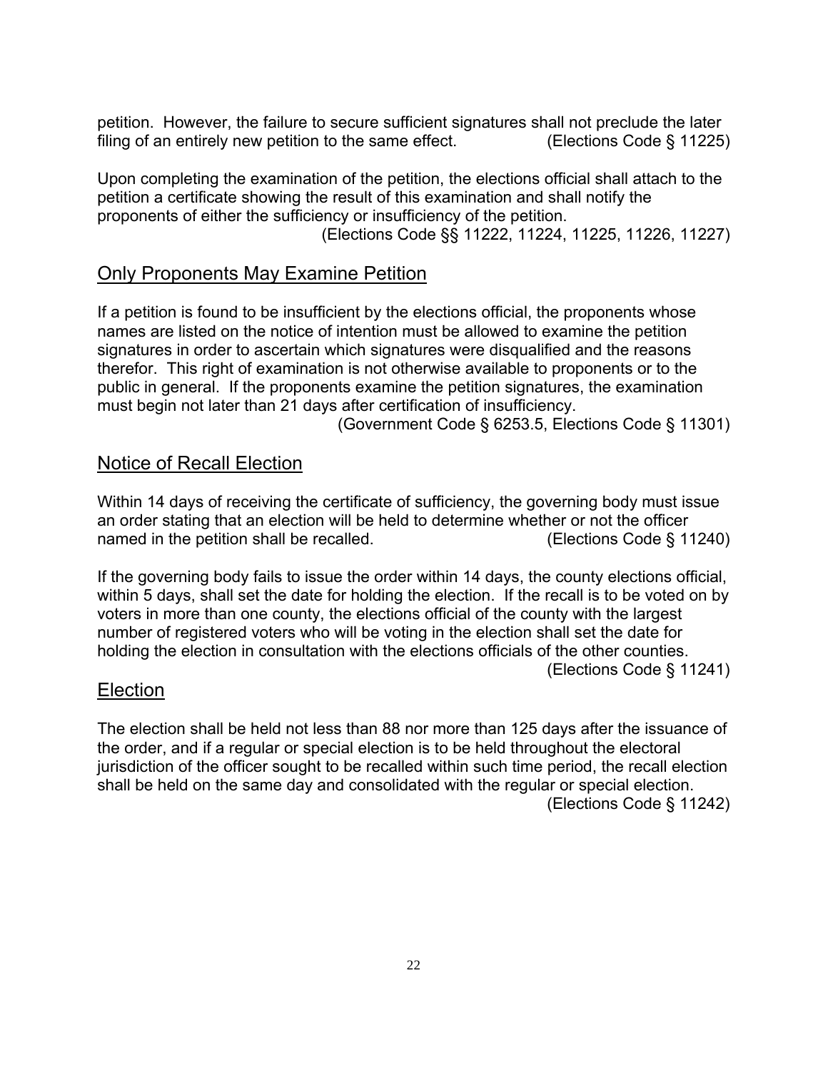petition. However, the failure to secure sufficient signatures shall not preclude the later filing of an entirely new petition to the same effect. (Elections Code § 11225)

Upon completing the examination of the petition, the elections official shall attach to the petition a certificate showing the result of this examination and shall notify the proponents of either the sufficiency or insufficiency of the petition.
(Elections Code §§ 11222, 11224, 11225, 11226, 11227)

## Only Proponents May Examine Petition

If a petition is found to be insufficient by the elections official, the proponents whose names are listed on the notice of intention must be allowed to examine the petition signatures in order to ascertain which signatures were disqualified and the reasons therefor. This right of examination is not otherwise available to proponents or to the public in general. If the proponents examine the petition signatures, the examination must begin not later than 21 days after certification of insufficiency.
(Government Code § 6253.5, Elections Code § 11301)

## Notice of Recall Election

Within 14 days of receiving the certificate of sufficiency, the governing body must issue an order stating that an election will be held to determine whether or not the officer named in the petition shall be recalled. (Elections Code § 11240)

If the governing body fails to issue the order within 14 days, the county elections official, within 5 days, shall set the date for holding the election. If the recall is to be voted on by voters in more than one county, the elections official of the county with the largest number of registered voters who will be voting in the election shall set the date for holding the election in consultation with the elections officials of the other counties.
(Elections Code § 11241)

## Election

The election shall be held not less than 88 nor more than 125 days after the issuance of the order, and if a regular or special election is to be held throughout the electoral jurisdiction of the officer sought to be recalled within such time period, the recall election shall be held on the same day and consolidated with the regular or special election.
(Elections Code § 11242)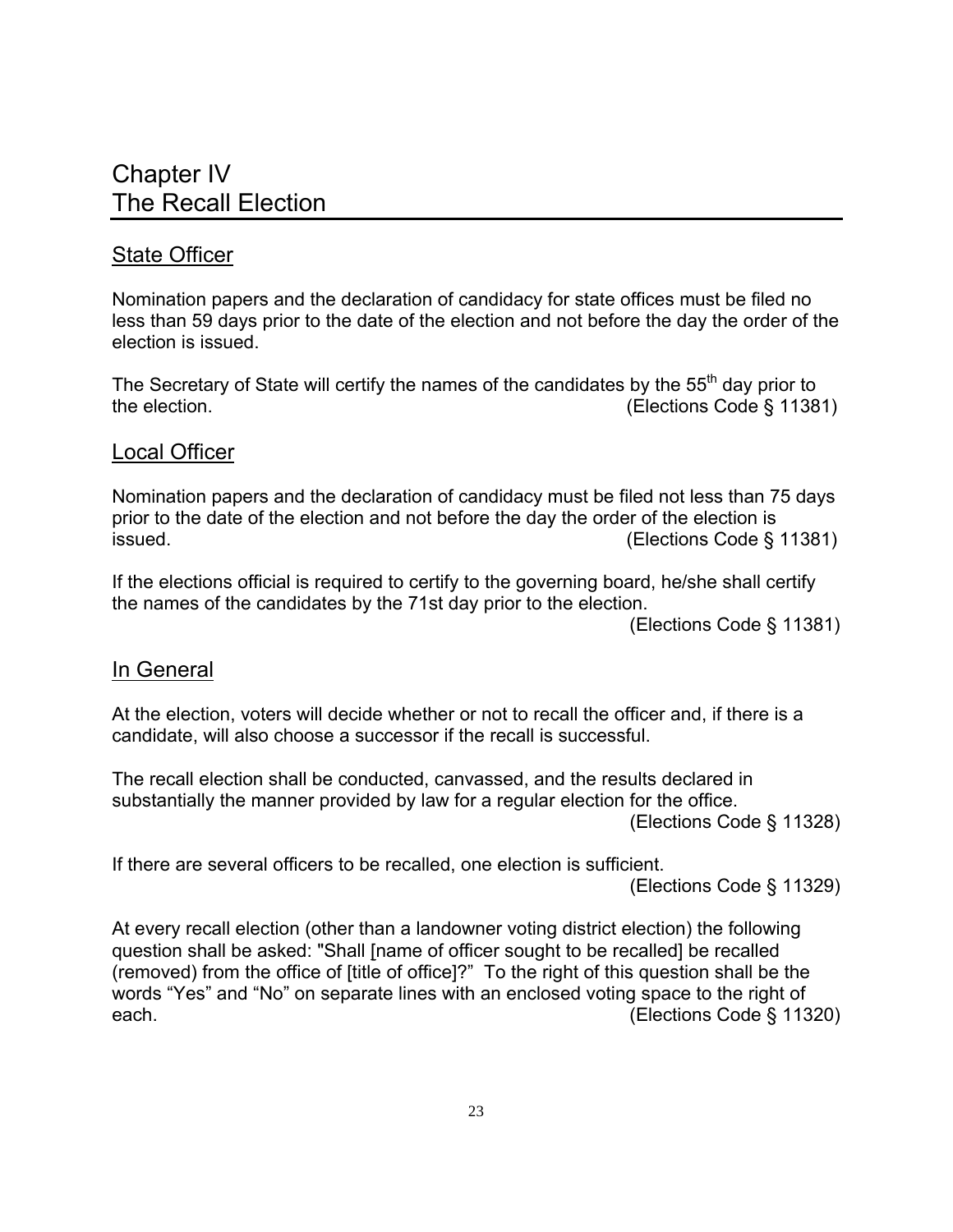# Chapter IV
# The Recall Election

## State Officer

Nomination papers and the declaration of candidacy for state offices must be filed no less than 59 days prior to the date of the election and not before the day the order of the election is issued.

The Secretary of State will certify the names of the candidates by the 55th day prior to the election. (Elections Code § 11381)

## Local Officer

Nomination papers and the declaration of candidacy must be filed not less than 75 days prior to the date of the election and not before the day the order of the election is issued. (Elections Code § 11381)

If the elections official is required to certify to the governing board, he/she shall certify the names of the candidates by the 71st day prior to the election.
(Elections Code § 11381)

## In General

At the election, voters will decide whether or not to recall the officer and, if there is a candidate, will also choose a successor if the recall is successful.

The recall election shall be conducted, canvassed, and the results declared in substantially the manner provided by law for a regular election for the office.
(Elections Code § 11328)

If there are several officers to be recalled, one election is sufficient.
(Elections Code § 11329)

At every recall election (other than a landowner voting district election) the following question shall be asked: "Shall [name of officer sought to be recalled] be recalled (removed) from the office of [title of office]?" To the right of this question shall be the words "Yes" and "No" on separate lines with an enclosed voting space to the right of each. (Elections Code § 11320)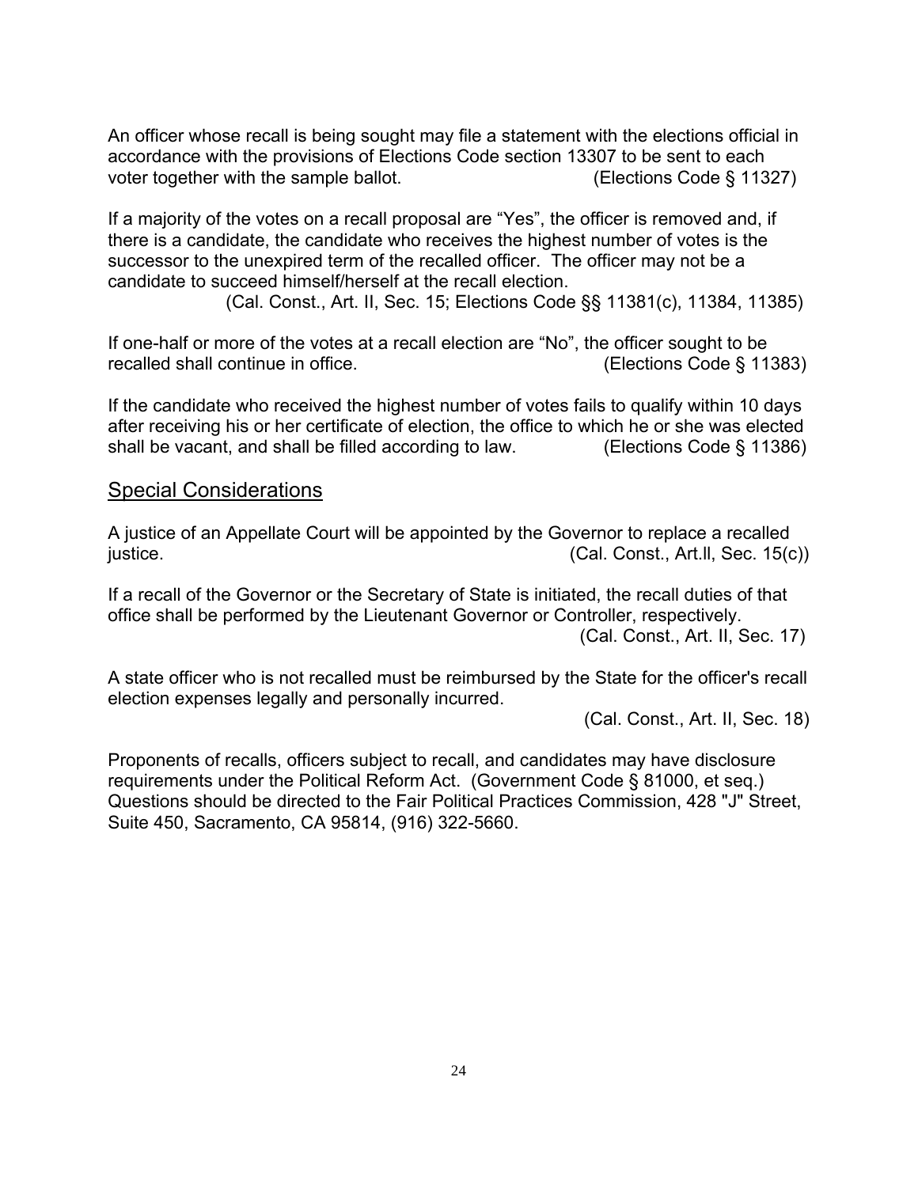An officer whose recall is being sought may file a statement with the elections official in accordance with the provisions of Elections Code section 13307 to be sent to each voter together with the sample ballot. (Elections Code § 11327)

If a majority of the votes on a recall proposal are "Yes", the officer is removed and, if there is a candidate, the candidate who receives the highest number of votes is the successor to the unexpired term of the recalled officer. The officer may not be a candidate to succeed himself/herself at the recall election.
(Cal. Const., Art. II, Sec. 15; Elections Code §§ 11381(c), 11384, 11385)

If one-half or more of the votes at a recall election are "No", the officer sought to be recalled shall continue in office. (Elections Code § 11383)

If the candidate who received the highest number of votes fails to qualify within 10 days after receiving his or her certificate of election, the office to which he or she was elected shall be vacant, and shall be filled according to law. (Elections Code § 11386)

## Special Considerations

A justice of an Appellate Court will be appointed by the Governor to replace a recalled justice. (Cal. Const., Art.ll, Sec. 15(c))

If a recall of the Governor or the Secretary of State is initiated, the recall duties of that office shall be performed by the Lieutenant Governor or Controller, respectively.
(Cal. Const., Art. II, Sec. 17)

A state officer who is not recalled must be reimbursed by the State for the officer's recall election expenses legally and personally incurred.
(Cal. Const., Art. II, Sec. 18)

Proponents of recalls, officers subject to recall, and candidates may have disclosure requirements under the Political Reform Act. (Government Code § 81000, et seq.) Questions should be directed to the Fair Political Practices Commission, 428 "J" Street, Suite 450, Sacramento, CA 95814, (916) 322-5660.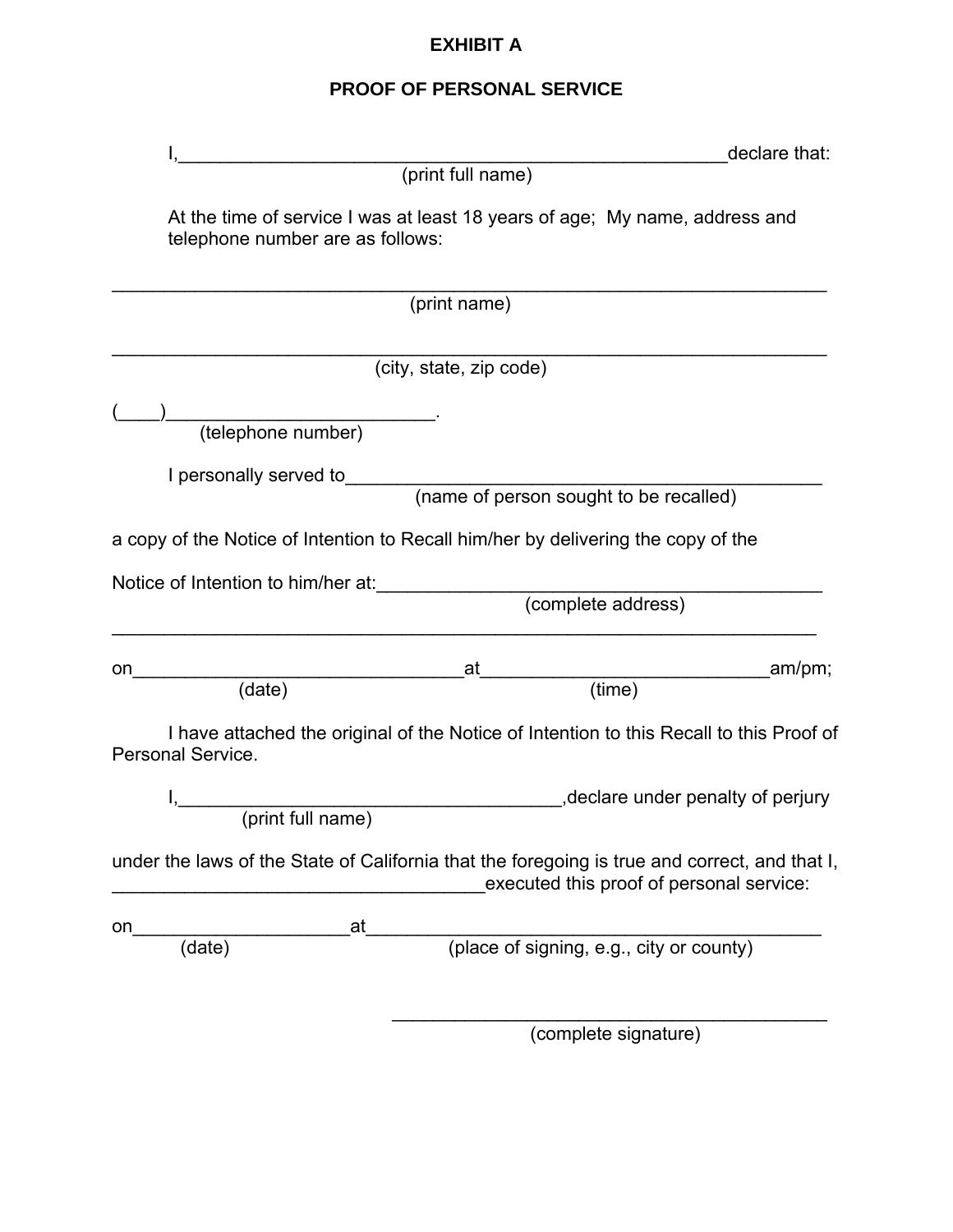# EXHIBIT A

## PROOF OF PERSONAL SERVICE

I,_______________________________________________________declare that:
(print full name)

At the time of service I was at least 18 years of age; My name, address and telephone number are as follows:

_________________________________________________________________________
(print name)

_________________________________________________________________________
(city, state, zip code)

(____)__________________________.
(telephone number)

I personally served to________________________________________________
(name of person sought to be recalled)

a copy of the Notice of Intention to Recall him/her by delivering the copy of the

Notice of Intention to him/her at:_____________________________________________
(complete address)

_________________________________________________________________________

on________________________________at____________________________am/pm;
(date) (time)

I have attached the original of the Notice of Intention to this Recall to this Proof of Personal Service.

I,______________________________________,declare under penalty of perjury
(print full name)

under the laws of the State of California that the foregoing is true and correct, and that I, _____________________________________executed this proof of personal service:

on_____________________at_____________________________________________
(date) (place of signing, e.g., city or county)

_____________________________________________
(complete signature)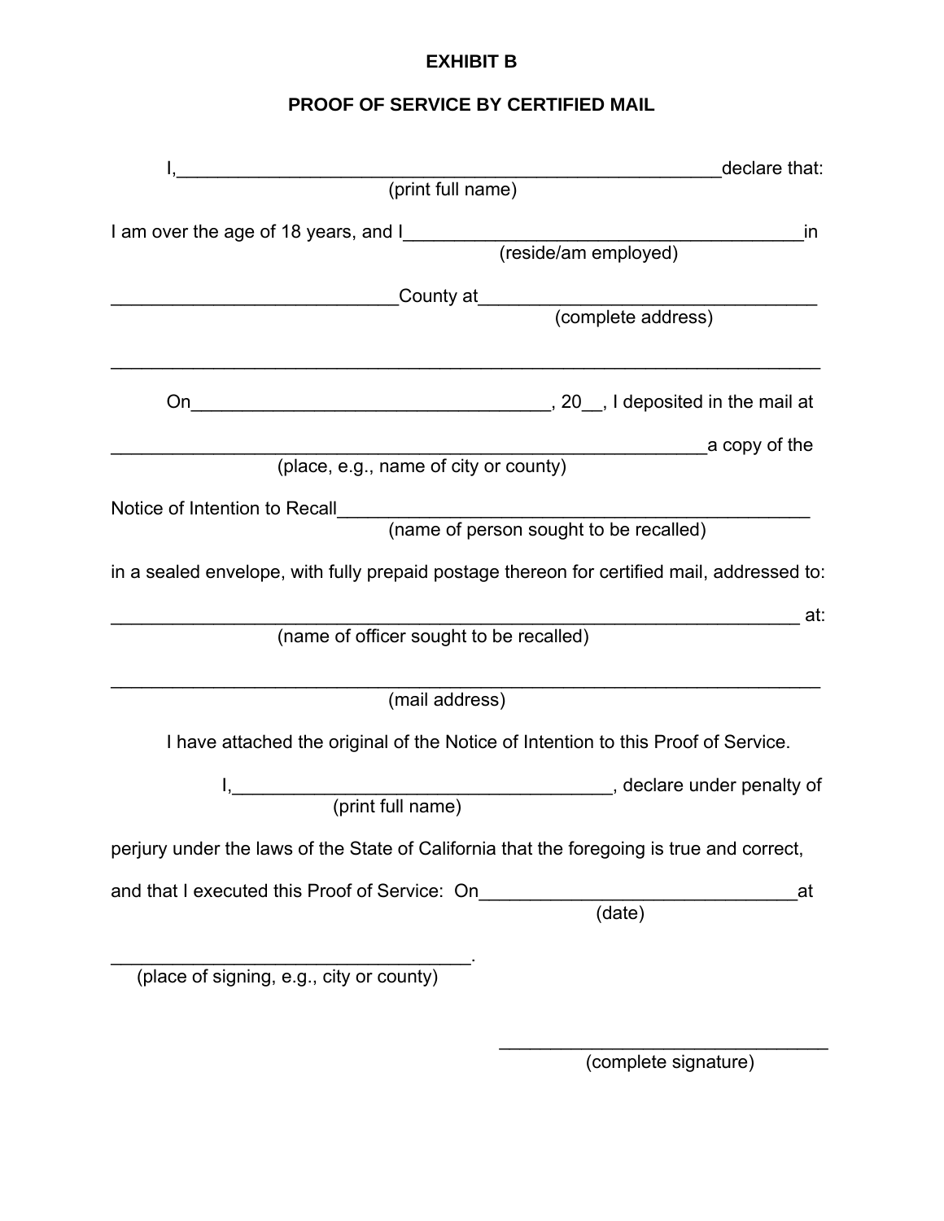**EXHIBIT B**

**PROOF OF SERVICE BY CERTIFIED MAIL**

I,________________________________________________________declare that:
(print full name)

I am over the age of 18 years, and I________________________________________in
(reside/am employed)

_____________________________County at___________________________________
(complete address)

_________________________________________________________________________

On____________________________________, 20__, I deposited in the mail at

_____________________________________________________________a copy of the
(place, e.g., name of city or county)

Notice of Intention to Recall_________________________________________________
(name of person sought to be recalled)

in a sealed envelope, with fully prepaid postage thereon for certified mail, addressed to:

_______________________________________________________________________ at:
(name of officer sought to be recalled)

_________________________________________________________________________
(mail address)

I have attached the original of the Notice of Intention to this Proof of Service.

I,_______________________________________, declare under penalty of
(print full name)

perjury under the laws of the State of California that the foregoing is true and correct,

and that I executed this Proof of Service: On________________________________at
(date)

_____________________________________.
(place of signing, e.g., city or county)

__________________________________
(complete signature)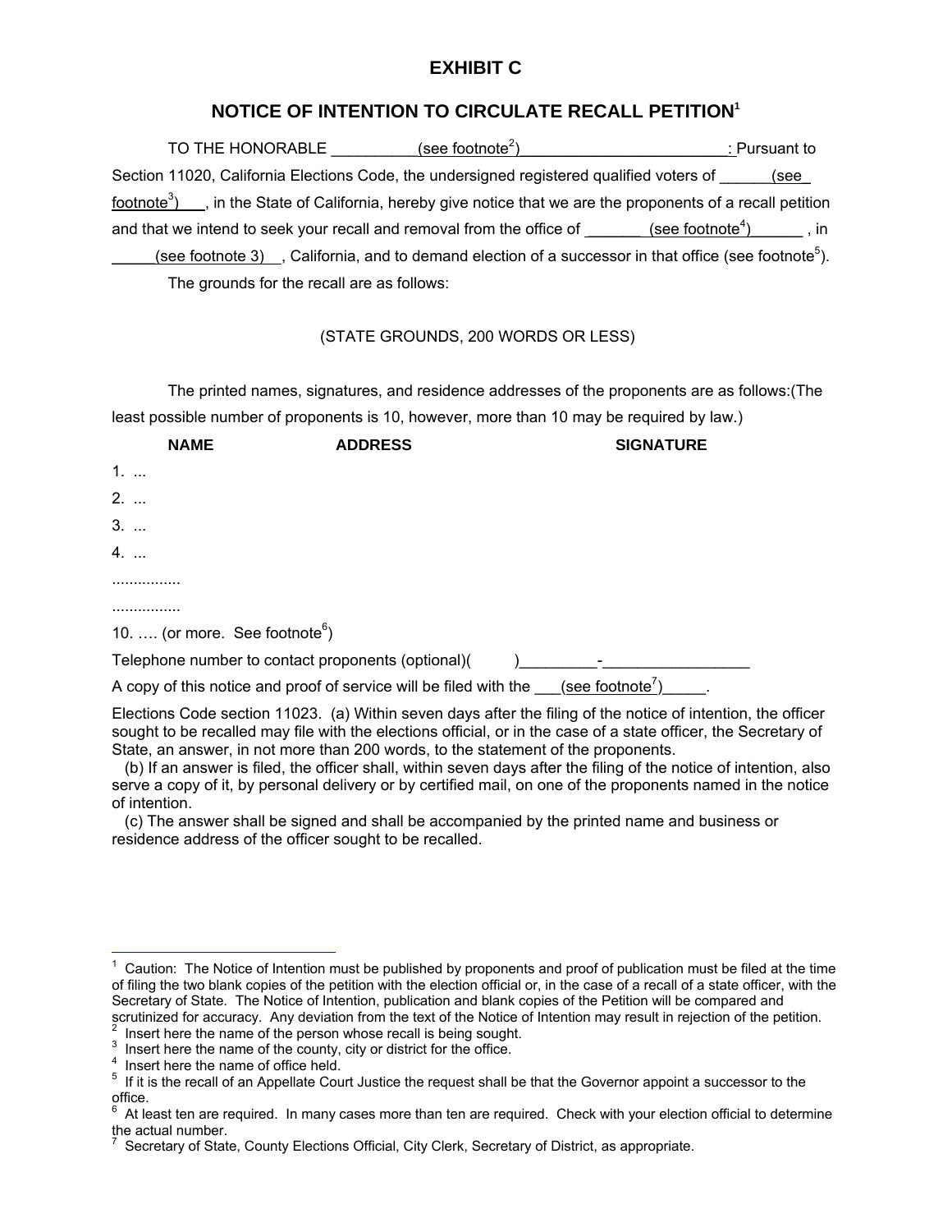# EXHIBIT C

## NOTICE OF INTENTION TO CIRCULATE RECALL PETITION[1]

TO THE HONORABLE __________(see footnote[2])________________________: Pursuant to Section 11020, California Elections Code, the undersigned registered qualified voters of ______(see footnote[3])___, in the State of California, hereby give notice that we are the proponents of a recall petition and that we intend to seek your recall and removal from the office of _______ (see footnote[4])______ , in _____(see footnote 3)__, California, and to demand election of a successor in that office (see footnote[5]).

The grounds for the recall are as follows:

(STATE GROUNDS, 200 WORDS OR LESS)

The printed names, signatures, and residence addresses of the proponents are as follows:(The least possible number of proponents is 10, however, more than 10 may be required by law.)

| NAME | ADDRESS | SIGNATURE |
|---|---|---|

1. ...
2. ...
3. ...
4. ...

................

................

10. …. (or more. See footnote[6])

Telephone number to contact proponents (optional)(        )_________-_________________

A copy of this notice and proof of service will be filed with the ___(see footnote[7])_____.

Elections Code section 11023. (a) Within seven days after the filing of the notice of intention, the officer sought to be recalled may file with the elections official, or in the case of a state officer, the Secretary of State, an answer, in not more than 200 words, to the statement of the proponents.

(b) If an answer is filed, the officer shall, within seven days after the filing of the notice of intention, also serve a copy of it, by personal delivery or by certified mail, on one of the proponents named in the notice of intention.

(c) The answer shall be signed and shall be accompanied by the printed name and business or residence address of the officer sought to be recalled.

---

[1] Caution: The Notice of Intention must be published by proponents and proof of publication must be filed at the time of filing the two blank copies of the petition with the election official or, in the case of a recall of a state officer, with the Secretary of State. The Notice of Intention, publication and blank copies of the Petition will be compared and scrutinized for accuracy. Any deviation from the text of the Notice of Intention may result in rejection of the petition.

[2] Insert here the name of the person whose recall is being sought.

[3] Insert here the name of the county, city or district for the office.

[4] Insert here the name of office held.

[5] If it is the recall of an Appellate Court Justice the request shall be that the Governor appoint a successor to the office.

[6] At least ten are required. In many cases more than ten are required. Check with your election official to determine the actual number.

[7] Secretary of State, County Elections Official, City Clerk, Secretary of District, as appropriate.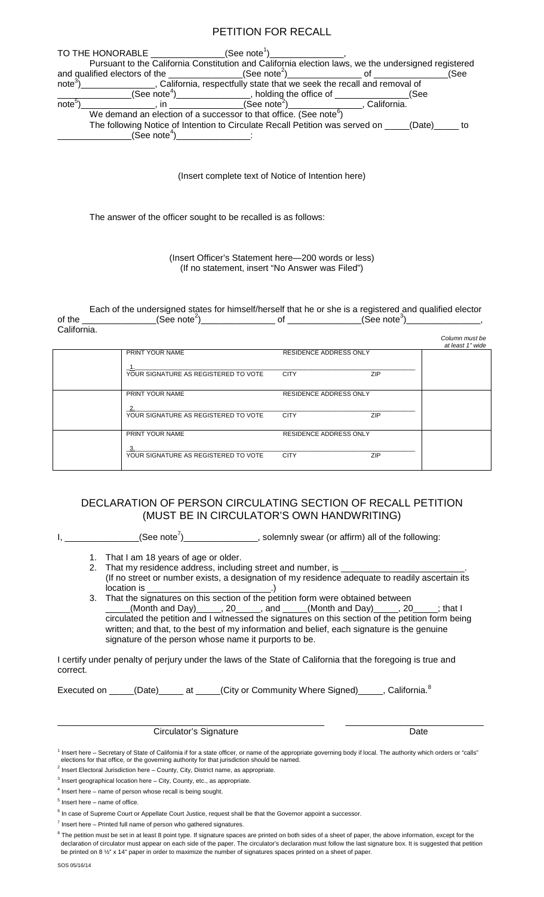# PETITION FOR RECALL

TO THE HONORABLE _______________(See note[1])_______________,

Pursuant to the California Constitution and California election laws, we the undersigned registered and qualified electors of the _______________(See note[2])_______________ of _______________(See note[3])_______________, California, respectfully state that we seek the recall and removal of _______________(See note[4])_______________, holding the office of _______________(See note[5])_______________, in _______________(See note[2])_______________, California.

We demand an election of a successor to that office. (See note[6])

The following Notice of Intention to Circulate Recall Petition was served on _____(Date)_____ to _______________(See note[4])_______________:

(Insert complete text of Notice of Intention here)

The answer of the officer sought to be recalled is as follows:

(Insert Officer's Statement here—200 words or less)
(If no statement, insert "No Answer was Filed")

Each of the undersigned states for himself/herself that he or she is a registered and qualified elector of the _______________(See note[2])_______________ of _______________(See note[3])_______________, California.

*Column must be at least 1" wide*

| | | | |
|---|---|---|---|
| | PRINT YOUR NAME<br>1.<br>YOUR SIGNATURE AS REGISTERED TO VOTE | RESIDENCE ADDRESS ONLY<br><br>CITY ZIP | |
| | PRINT YOUR NAME<br>2.<br>YOUR SIGNATURE AS REGISTERED TO VOTE | RESIDENCE ADDRESS ONLY<br><br>CITY ZIP | |
| | PRINT YOUR NAME<br>3.<br>YOUR SIGNATURE AS REGISTERED TO VOTE | RESIDENCE ADDRESS ONLY<br><br>CITY ZIP | |

## DECLARATION OF PERSON CIRCULATING SECTION OF RECALL PETITION (MUST BE IN CIRCULATOR'S OWN HANDWRITING)

I, _______________(See note[7])_______________, solemnly swear (or affirm) all of the following:

1. That I am 18 years of age or older.
2. That my residence address, including street and number, is _________________________.
   (If no street or number exists, a designation of my residence adequate to readily ascertain its location is _________________________.)
3. That the signatures on this section of the petition form were obtained between _____(Month and Day)_____, 20_____, and _____(Month and Day)_____, 20_____; that I circulated the petition and I witnessed the signatures on this section of the petition form being written; and that, to the best of my information and belief, each signature is the genuine signature of the person whose name it purports to be.

I certify under penalty of perjury under the laws of the State of California that the foregoing is true and correct.

Executed on _____(Date)_____ at _____(City or Community Where Signed)_____, California.[8]

_________________________ Circulator's Signature _________________________ Date

[1] Insert here – Secretary of State of California if for a state officer, or name of the appropriate governing body if local. The authority which orders or "calls" elections for that office, or the governing authority for that jurisdiction should be named.

[2] Insert Electoral Jurisdiction here – County, City, District name, as appropriate.

[3] Insert geographical location here – City, County, etc., as appropriate.

[4] Insert here – name of person whose recall is being sought.

[5] Insert here – name of office.

[6] In case of Supreme Court or Appellate Court Justice, request shall be that the Governor appoint a successor.

[7] Insert here – Printed full name of person who gathered signatures.

[8] The petition must be set in at least 8 point type. If signature spaces are printed on both sides of a sheet of paper, the above information, except for the declaration of circulator must appear on each side of the paper. The circulator's declaration must follow the last signature box. It is suggested that petition be printed on 8 ½" x 14" paper in order to maximize the number of signatures spaces printed on a sheet of paper.

SOS 05/16/14